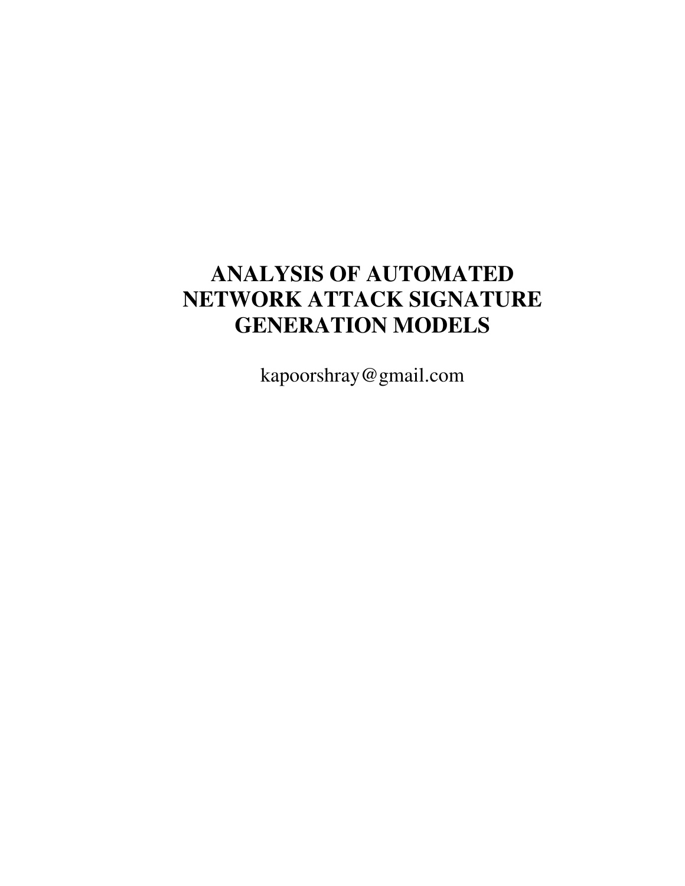# ANALYSIS OF AUTOMATED NETWORK ATTACK SIGNATURE GENERATION MODELS

kapoorshray@gmail.com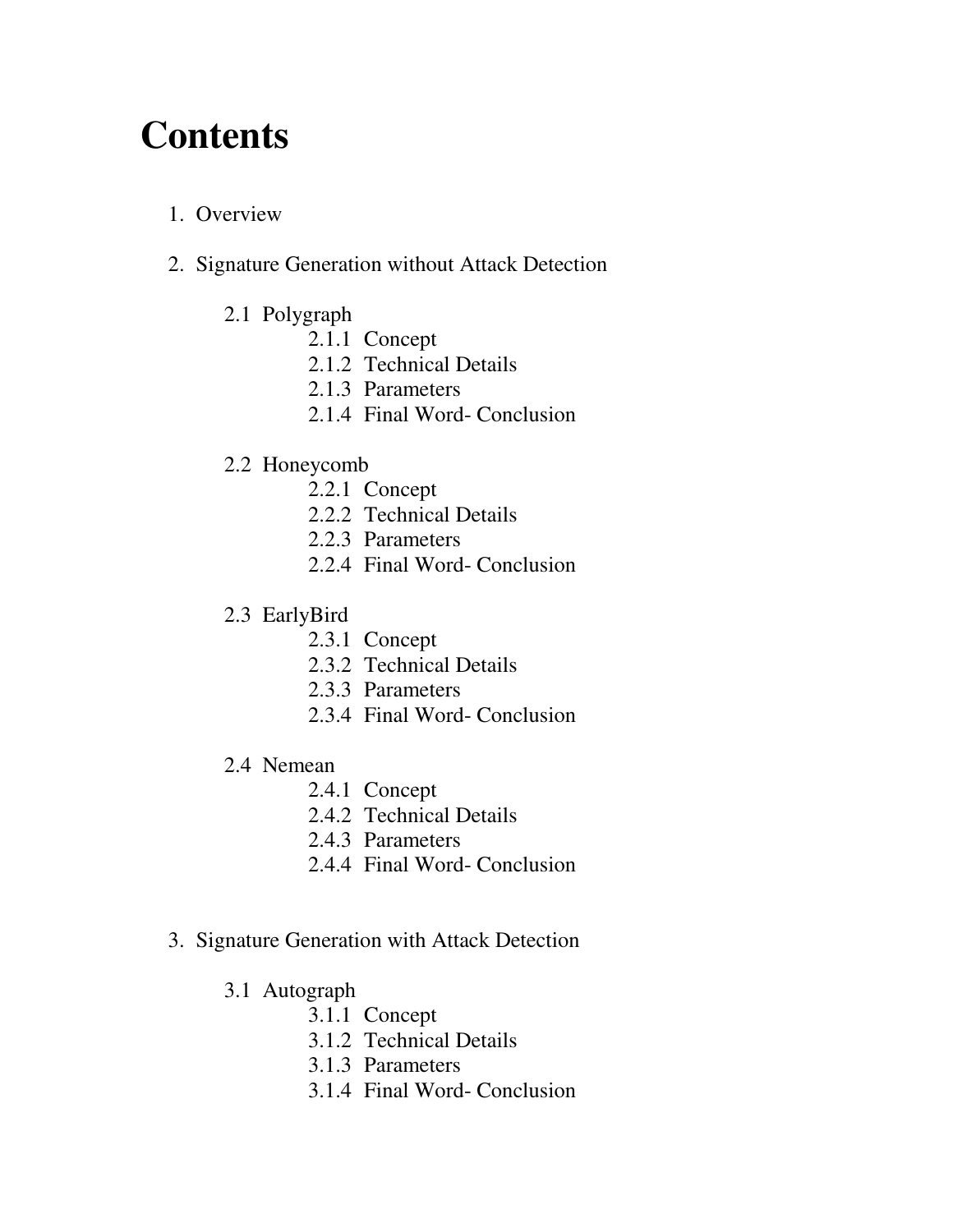# Contents

1. Overview

2. Signature Generation without Attack Detection

   2.1 Polygraph
   - 2.1.1 Concept
   - 2.1.2 Technical Details
   - 2.1.3 Parameters
   - 2.1.4 Final Word- Conclusion

   2.2 Honeycomb
   - 2.2.1 Concept
   - 2.2.2 Technical Details
   - 2.2.3 Parameters
   - 2.2.4 Final Word- Conclusion

   2.3 EarlyBird
   - 2.3.1 Concept
   - 2.3.2 Technical Details
   - 2.3.3 Parameters
   - 2.3.4 Final Word- Conclusion

   2.4 Nemean
   - 2.4.1 Concept
   - 2.4.2 Technical Details
   - 2.4.3 Parameters
   - 2.4.4 Final Word- Conclusion

3. Signature Generation with Attack Detection

   3.1 Autograph
   - 3.1.1 Concept
   - 3.1.2 Technical Details
   - 3.1.3 Parameters
   - 3.1.4 Final Word- Conclusion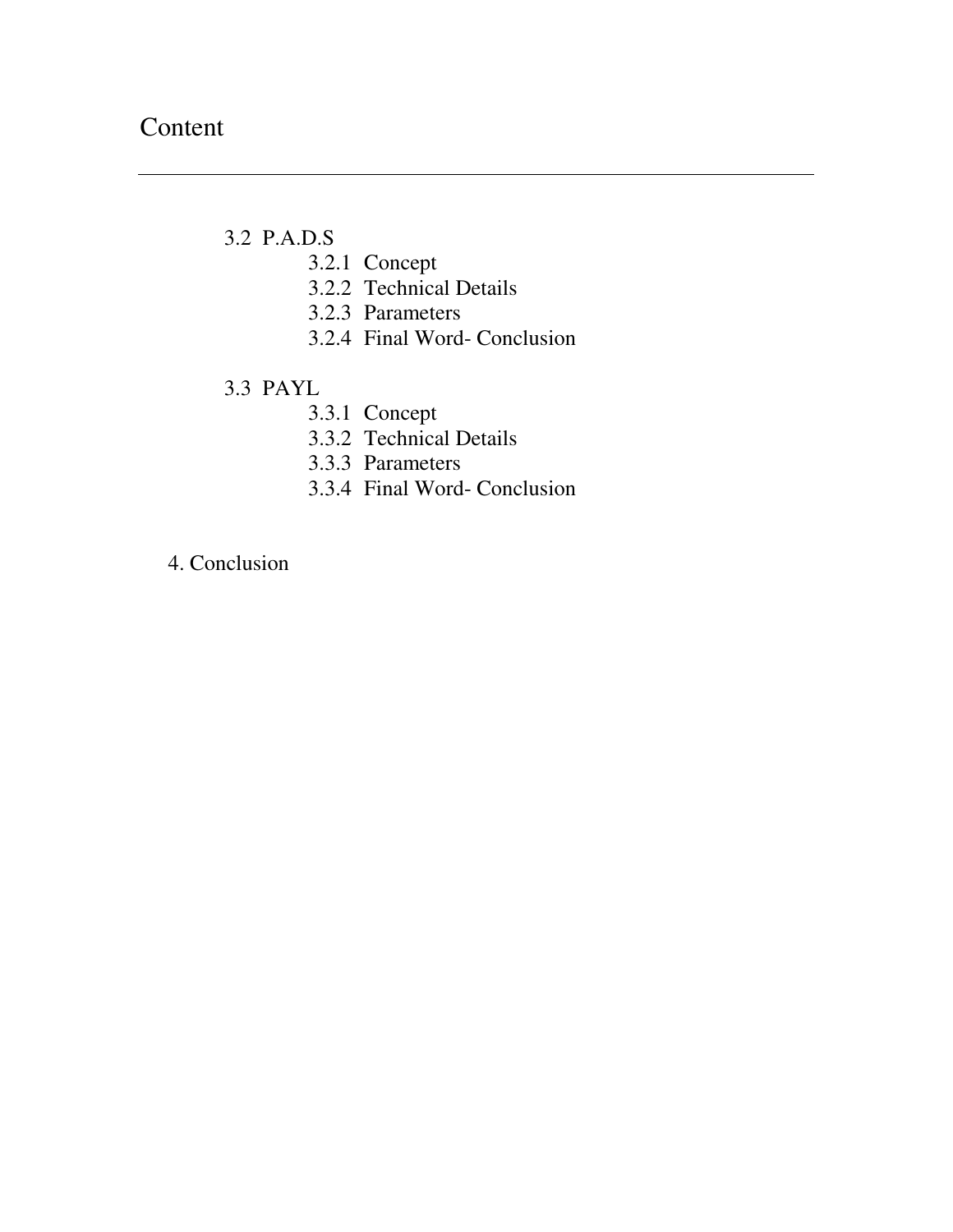# Content

---

- 3.2 P.A.D.S
  - 3.2.1 Concept
  - 3.2.2 Technical Details
  - 3.2.3 Parameters
  - 3.2.4 Final Word- Conclusion

- 3.3 PAYL
  - 3.3.1 Concept
  - 3.3.2 Technical Details
  - 3.3.3 Parameters
  - 3.3.4 Final Word- Conclusion

4. Conclusion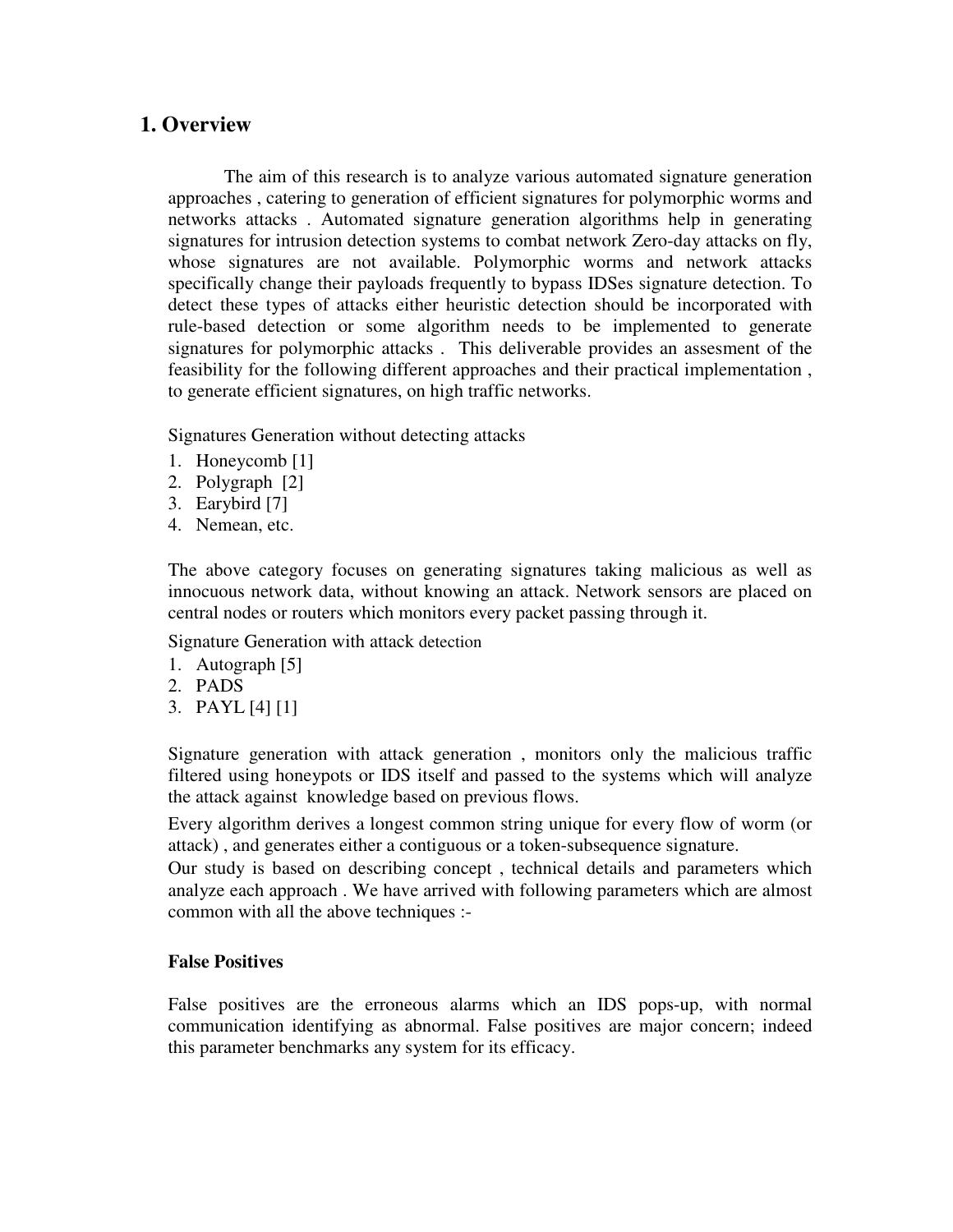# 1. Overview

The aim of this research is to analyze various automated signature generation approaches , catering to generation of efficient signatures for polymorphic worms and networks attacks . Automated signature generation algorithms help in generating signatures for intrusion detection systems to combat network Zero-day attacks on fly, whose signatures are not available. Polymorphic worms and network attacks specifically change their payloads frequently to bypass IDSes signature detection. To detect these types of attacks either heuristic detection should be incorporated with rule-based detection or some algorithm needs to be implemented to generate signatures for polymorphic attacks . This deliverable provides an assesment of the feasibility for the following different approaches and their practical implementation , to generate efficient signatures, on high traffic networks.

Signatures Generation without detecting attacks

1. Honeycomb [1]
2. Polygraph [2]
3. Earybird [7]
4. Nemean, etc.

The above category focuses on generating signatures taking malicious as well as innocuous network data, without knowing an attack. Network sensors are placed on central nodes or routers which monitors every packet passing through it.

Signature Generation with attack detection

1. Autograph [5]
2. PADS
3. PAYL [4] [1]

Signature generation with attack generation , monitors only the malicious traffic filtered using honeypots or IDS itself and passed to the systems which will analyze the attack against knowledge based on previous flows.

Every algorithm derives a longest common string unique for every flow of worm (or attack) , and generates either a contiguous or a token-subsequence signature.

Our study is based on describing concept , technical details and parameters which analyze each approach . We have arrived with following parameters which are almost common with all the above techniques :-

**False Positives**

False positives are the erroneous alarms which an IDS pops-up, with normal communication identifying as abnormal. False positives are major concern; indeed this parameter benchmarks any system for its efficacy.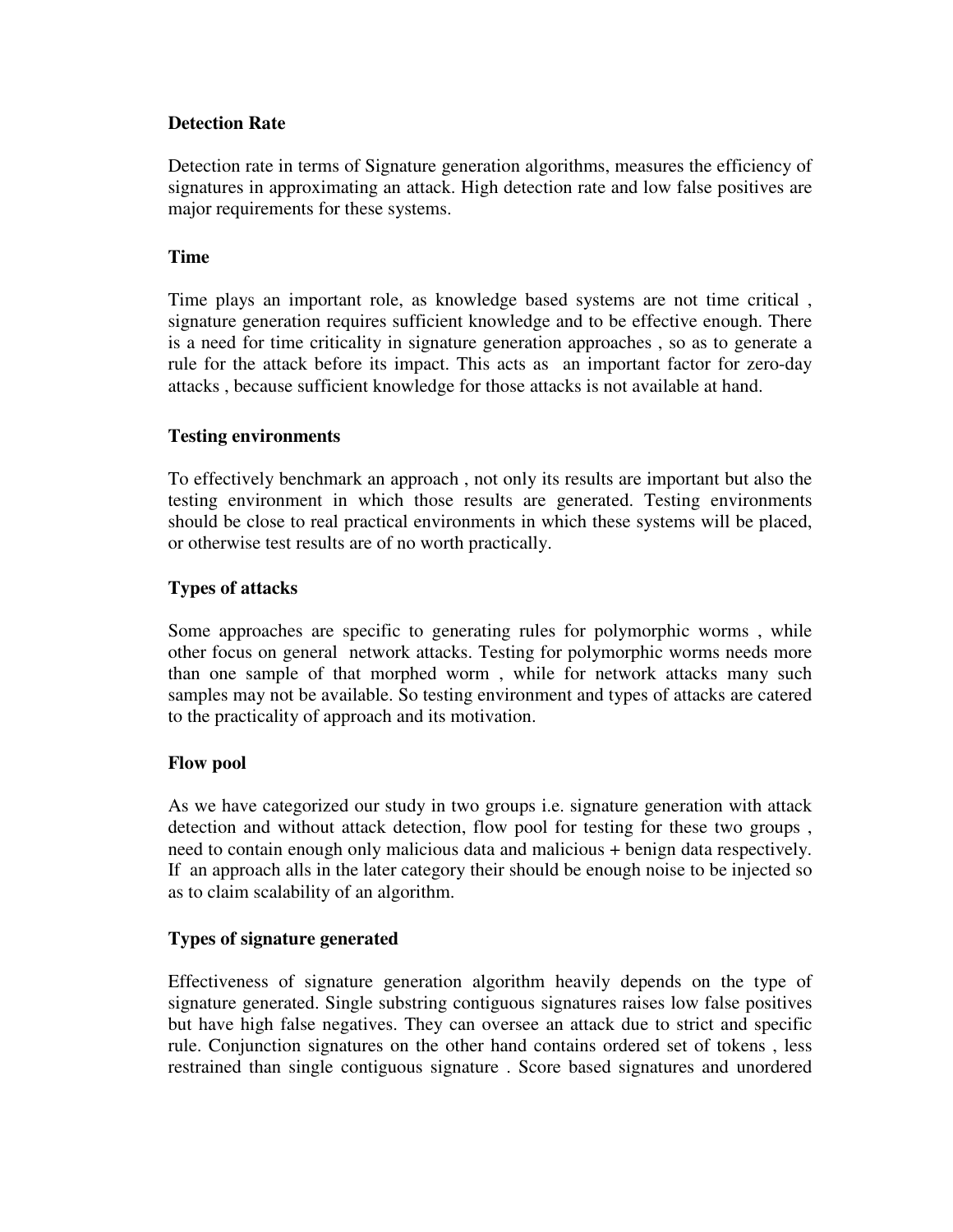**Detection Rate**

Detection rate in terms of Signature generation algorithms, measures the efficiency of signatures in approximating an attack. High detection rate and low false positives are major requirements for these systems.

**Time**

Time plays an important role, as knowledge based systems are not time critical , signature generation requires sufficient knowledge and to be effective enough. There is a need for time criticality in signature generation approaches , so as to generate a rule for the attack before its impact. This acts as  an important factor for zero-day attacks , because sufficient knowledge for those attacks is not available at hand.

**Testing environments**

To effectively benchmark an approach , not only its results are important but also the testing environment in which those results are generated. Testing environments should be close to real practical environments in which these systems will be placed, or otherwise test results are of no worth practically.

**Types of attacks**

Some approaches are specific to generating rules for polymorphic worms , while other focus on general  network attacks. Testing for polymorphic worms needs more than one sample of that morphed worm , while for network attacks many such samples may not be available. So testing environment and types of attacks are catered to the practicality of approach and its motivation.

**Flow pool**

As we have categorized our study in two groups i.e. signature generation with attack detection and without attack detection, flow pool for testing for these two groups , need to contain enough only malicious data and malicious + benign data respectively. If  an approach alls in the later category their should be enough noise to be injected so as to claim scalability of an algorithm.

**Types of signature generated**

Effectiveness of signature generation algorithm heavily depends on the type of signature generated. Single substring contiguous signatures raises low false positives but have high false negatives. They can oversee an attack due to strict and specific rule. Conjunction signatures on the other hand contains ordered set of tokens , less restrained than single contiguous signature . Score based signatures and unordered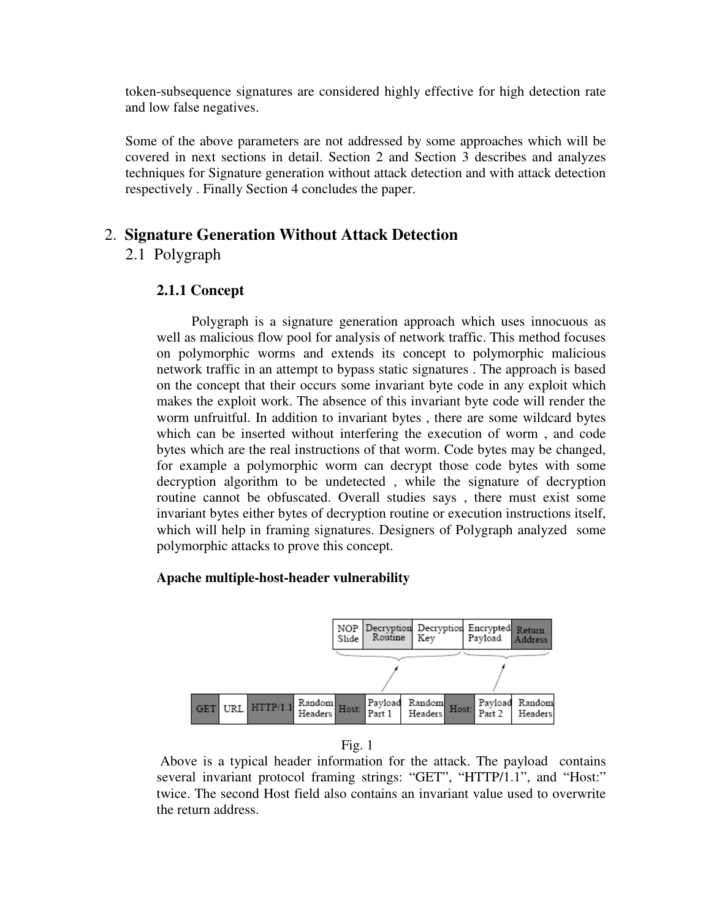token-subsequence signatures are considered highly effective for high detection rate and low false negatives.

Some of the above parameters are not addressed by some approaches which will be covered in next sections in detail. Section 2 and Section 3 describes and analyzes techniques for Signature generation without attack detection and with attack detection respectively . Finally Section 4 concludes the paper.

## 2. Signature Generation Without Attack Detection

### 2.1 Polygraph

#### 2.1.1 Concept

Polygraph is a signature generation approach which uses innocuous as well as malicious flow pool for analysis of network traffic. This method focuses on polymorphic worms and extends its concept to polymorphic malicious network traffic in an attempt to bypass static signatures . The approach is based on the concept that their occurs some invariant byte code in any exploit which makes the exploit work. The absence of this invariant byte code will render the worm unfruitful. In addition to invariant bytes , there are some wildcard bytes which can be inserted without interfering the execution of worm , and code bytes which are the real instructions of that worm. Code bytes may be changed, for example a polymorphic worm can decrypt those code bytes with some decryption algorithm to be undetected , while the signature of decryption routine cannot be obfuscated. Overall studies says , there must exist some invariant bytes either bytes of decryption routine or execution instructions itself, which will help in framing signatures. Designers of Polygraph analyzed some polymorphic attacks to prove this concept.

**Apache multiple-host-header vulnerability**

| NOP Slide | Decryption Routine | Decryption Key | Encrypted Payload | Return Address |
|---|---|---|---|---|

| GET | URL | HTTP/1.1 | Random Headers | Host: | Payload Part 1 | Random Headers | Host: | Payload Part 2 | Random Headers |
|---|---|---|---|---|---|---|---|---|---|

Fig. 1

Above is a typical header information for the attack. The payload contains several invariant protocol framing strings: "GET", "HTTP/1.1", and "Host:" twice. The second Host field also contains an invariant value used to overwrite the return address.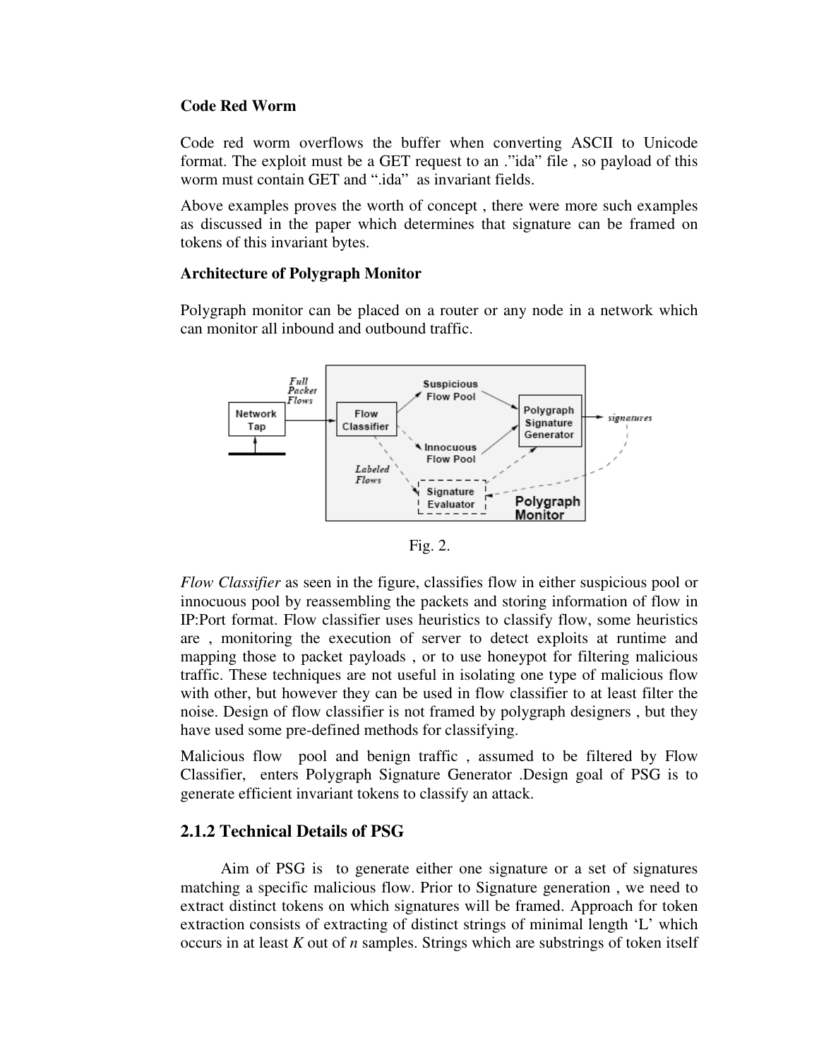**Code Red Worm**

Code red worm overflows the buffer when converting ASCII to Unicode format. The exploit must be a GET request to an ."ida" file , so payload of this worm must contain GET and ".ida" as invariant fields.

Above examples proves the worth of concept , there were more such examples as discussed in the paper which determines that signature can be framed on tokens of this invariant bytes.

**Architecture of Polygraph Monitor**

Polygraph monitor can be placed on a router or any node in a network which can monitor all inbound and outbound traffic.

Fig. 2.

*Flow Classifier* as seen in the figure, classifies flow in either suspicious pool or innocuous pool by reassembling the packets and storing information of flow in IP:Port format. Flow classifier uses heuristics to classify flow, some heuristics are , monitoring the execution of server to detect exploits at runtime and mapping those to packet payloads , or to use honeypot for filtering malicious traffic. These techniques are not useful in isolating one type of malicious flow with other, but however they can be used in flow classifier to at least filter the noise. Design of flow classifier is not framed by polygraph designers , but they have used some pre-defined methods for classifying.

Malicious flow pool and benign traffic , assumed to be filtered by Flow Classifier, enters Polygraph Signature Generator .Design goal of PSG is to generate efficient invariant tokens to classify an attack.

## 2.1.2 Technical Details of PSG

Aim of PSG is to generate either one signature or a set of signatures matching a specific malicious flow. Prior to Signature generation , we need to extract distinct tokens on which signatures will be framed. Approach for token extraction consists of extracting of distinct strings of minimal length 'L' which occurs in at least *K* out of *n* samples. Strings which are substrings of token itself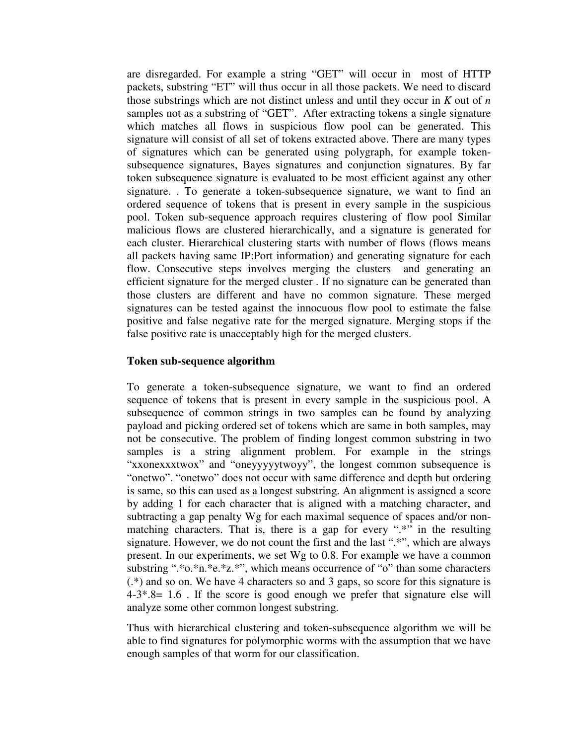are disregarded. For example a string "GET" will occur in most of HTTP packets, substring "ET" will thus occur in all those packets. We need to discard those substrings which are not distinct unless and until they occur in *K* out of *n* samples not as a substring of "GET". After extracting tokens a single signature which matches all flows in suspicious flow pool can be generated. This signature will consist of all set of tokens extracted above. There are many types of signatures which can be generated using polygraph, for example token-subsequence signatures, Bayes signatures and conjunction signatures. By far token subsequence signature is evaluated to be most efficient against any other signature. . To generate a token-subsequence signature, we want to find an ordered sequence of tokens that is present in every sample in the suspicious pool. Token sub-sequence approach requires clustering of flow pool Similar malicious flows are clustered hierarchically, and a signature is generated for each cluster. Hierarchical clustering starts with number of flows (flows means all packets having same IP:Port information) and generating signature for each flow. Consecutive steps involves merging the clusters and generating an efficient signature for the merged cluster . If no signature can be generated than those clusters are different and have no common signature. These merged signatures can be tested against the innocuous flow pool to estimate the false positive and false negative rate for the merged signature. Merging stops if the false positive rate is unacceptably high for the merged clusters.

**Token sub-sequence algorithm**

To generate a token-subsequence signature, we want to find an ordered sequence of tokens that is present in every sample in the suspicious pool. A subsequence of common strings in two samples can be found by analyzing payload and picking ordered set of tokens which are same in both samples, may not be consecutive. The problem of finding longest common substring in two samples is a string alignment problem. For example in the strings "xxonexxxtwox" and "oneyyyyytwoyy", the longest common subsequence is "onetwo". "onetwo" does not occur with same difference and depth but ordering is same, so this can used as a longest substring. An alignment is assigned a score by adding 1 for each character that is aligned with a matching character, and subtracting a gap penalty Wg for each maximal sequence of spaces and/or non-matching characters. That is, there is a gap for every ".*" in the resulting signature. However, we do not count the first and the last ".*", which are always present. In our experiments, we set Wg to 0.8. For example we have a common substring ".*o.*n.*e.*z.*", which means occurrence of "o" than some characters (.*) and so on. We have 4 characters so and 3 gaps, so score for this signature is 4-3*.8= 1.6 . If the score is good enough we prefer that signature else will analyze some other common longest substring.

Thus with hierarchical clustering and token-subsequence algorithm we will be able to find signatures for polymorphic worms with the assumption that we have enough samples of that worm for our classification.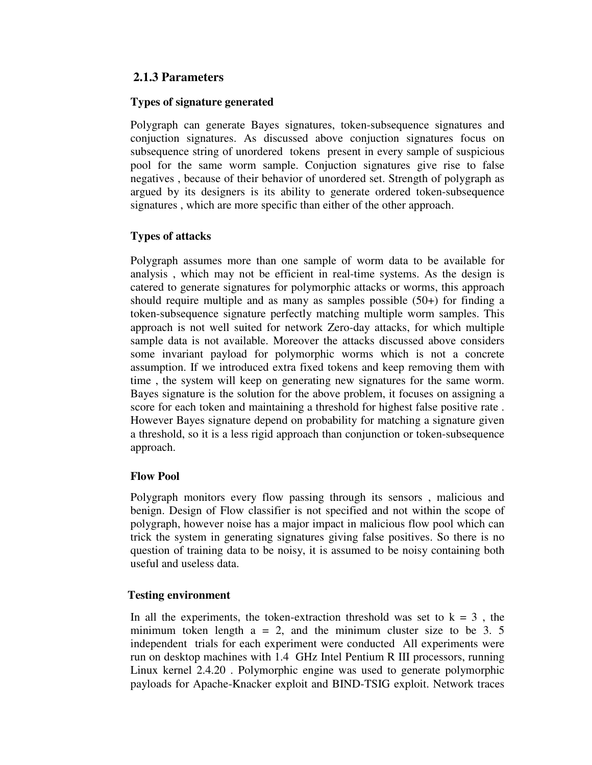### 2.1.3 Parameters

**Types of signature generated**

Polygraph can generate Bayes signatures, token-subsequence signatures and conjuction signatures. As discussed above conjuction signatures focus on subsequence string of unordered tokens present in every sample of suspicious pool for the same worm sample. Conjuction signatures give rise to false negatives , because of their behavior of unordered set. Strength of polygraph as argued by its designers is its ability to generate ordered token-subsequence signatures , which are more specific than either of the other approach.

**Types of attacks**

Polygraph assumes more than one sample of worm data to be available for analysis , which may not be efficient in real-time systems. As the design is catered to generate signatures for polymorphic attacks or worms, this approach should require multiple and as many as samples possible (50+) for finding a token-subsequence signature perfectly matching multiple worm samples. This approach is not well suited for network Zero-day attacks, for which multiple sample data is not available. Moreover the attacks discussed above considers some invariant payload for polymorphic worms which is not a concrete assumption. If we introduced extra fixed tokens and keep removing them with time , the system will keep on generating new signatures for the same worm. Bayes signature is the solution for the above problem, it focuses on assigning a score for each token and maintaining a threshold for highest false positive rate . However Bayes signature depend on probability for matching a signature given a threshold, so it is a less rigid approach than conjunction or token-subsequence approach.

**Flow Pool**

Polygraph monitors every flow passing through its sensors , malicious and benign. Design of Flow classifier is not specified and not within the scope of polygraph, however noise has a major impact in malicious flow pool which can trick the system in generating signatures giving false positives. So there is no question of training data to be noisy, it is assumed to be noisy containing both useful and useless data.

**Testing environment**

In all the experiments, the token-extraction threshold was set to $k = 3$ , the minimum token length $a = 2$, and the minimum cluster size to be 3. 5 independent trials for each experiment were conducted All experiments were run on desktop machines with 1.4 GHz Intel Pentium R III processors, running Linux kernel 2.4.20 . Polymorphic engine was used to generate polymorphic payloads for Apache-Knacker exploit and BIND-TSIG exploit. Network traces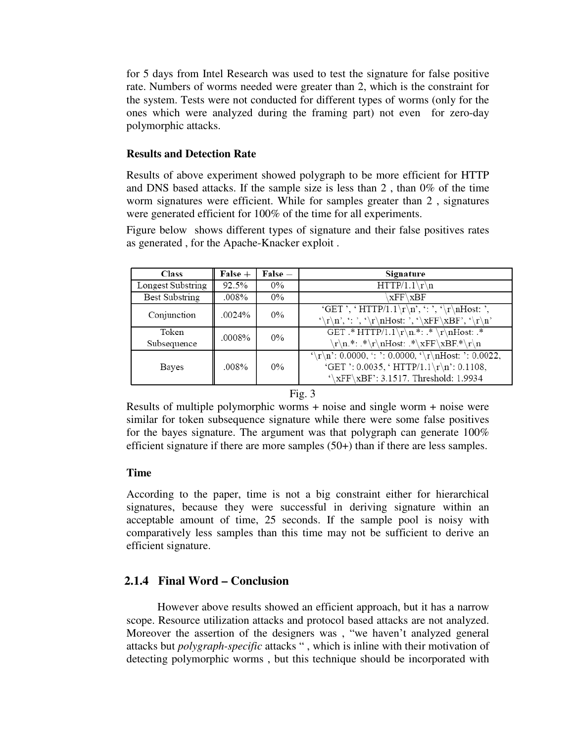for 5 days from Intel Research was used to test the signature for false positive rate. Numbers of worms needed were greater than 2, which is the constraint for the system. Tests were not conducted for different types of worms (only for the ones which were analyzed during the framing part) not even for zero-day polymorphic attacks.

**Results and Detection Rate**

Results of above experiment showed polygraph to be more efficient for HTTP and DNS based attacks. If the sample size is less than 2 , than 0% of the time worm signatures were efficient. While for samples greater than 2 , signatures were generated efficient for 100% of the time for all experiments.

Figure below shows different types of signature and their false positives rates as generated , for the Apache-Knacker exploit .

| Class | False + | False − | Signature |
|---|---|---|---|
| Longest Substring | 92.5% | 0% | HTTP/1.1\r\n |
| Best Substring | .008% | 0% | \xFF\xBF |
| Conjunction | .0024% | 0% | 'GET ', ' HTTP/1.1\r\n', ': ', '\r\nHost: ', '\r\n', ': ', '\r\nHost: ', '\xFF\xBF', '\r\n' |
| Token Subsequence | .0008% | 0% | GET .* HTTP/1.1\r\n.*: .* \r\nHost: .* \r\n.*: .*\r\nHost: .*\xFF\xBF.*\r\n |
| Bayes | .008% | 0% | '\r\n': 0.0000, ': ': 0.0000, '\r\nHost: ': 0.0022, 'GET ': 0.0035, ' HTTP/1.1\r\n': 0.1108, '\xFF\xBF': 3.1517. Threshold: 1.9934 |

Fig. 3

Results of multiple polymorphic worms + noise and single worm + noise were similar for token subsequence signature while there were some false positives for the bayes signature. The argument was that polygraph can generate 100% efficient signature if there are more samples (50+) than if there are less samples.

**Time**

According to the paper, time is not a big constraint either for hierarchical signatures, because they were successful in deriving signature within an acceptable amount of time, 25 seconds. If the sample pool is noisy with comparatively less samples than this time may not be sufficient to derive an efficient signature.

### 2.1.4 Final Word – Conclusion

However above results showed an efficient approach, but it has a narrow scope. Resource utilization attacks and protocol based attacks are not analyzed. Moreover the assertion of the designers was , "we haven't analyzed general attacks but *polygraph-specific* attacks " , which is inline with their motivation of detecting polymorphic worms , but this technique should be incorporated with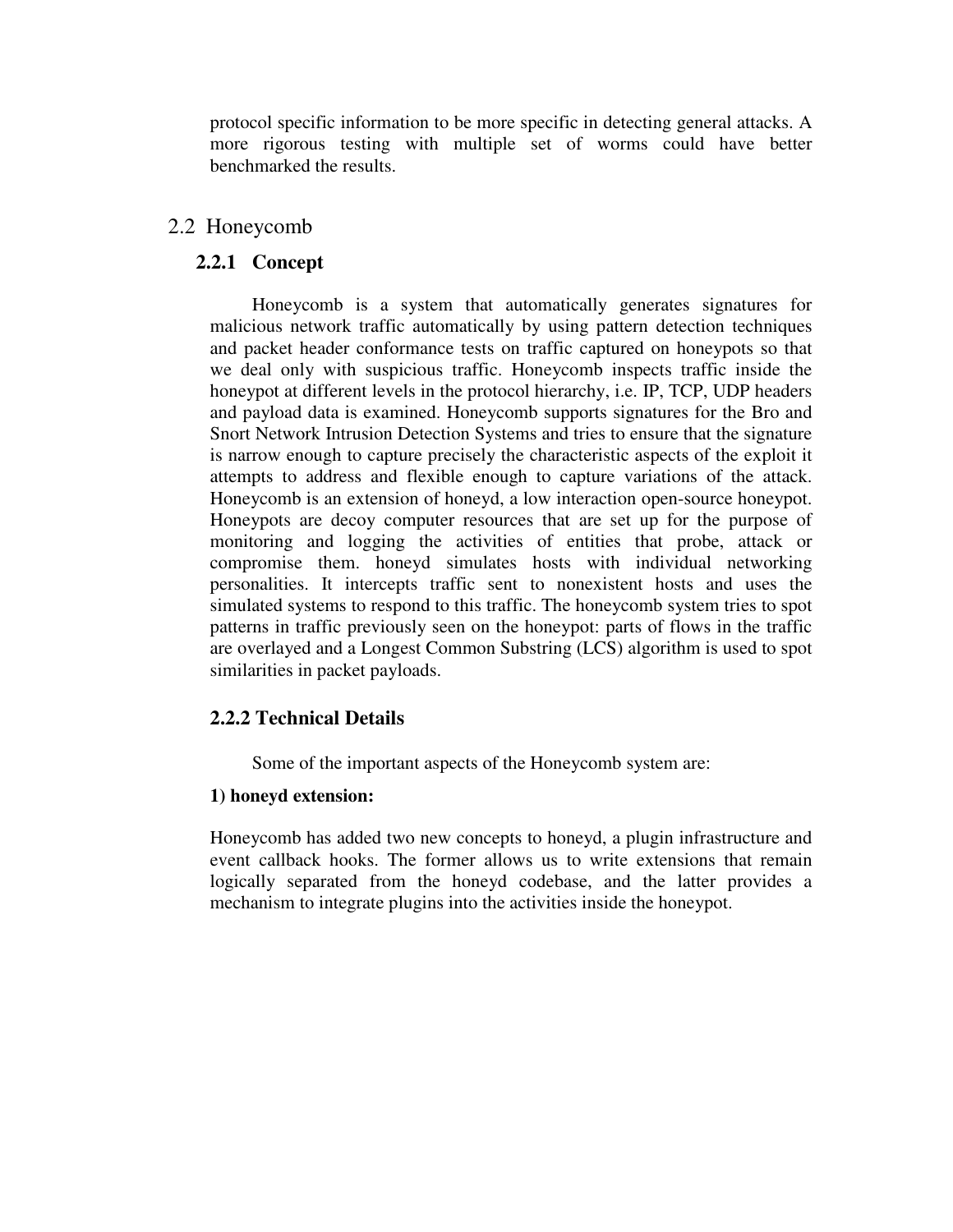protocol specific information to be more specific in detecting general attacks. A more rigorous testing with multiple set of worms could have better benchmarked the results.

## 2.2 Honeycomb

### 2.2.1 Concept

Honeycomb is a system that automatically generates signatures for malicious network traffic automatically by using pattern detection techniques and packet header conformance tests on traffic captured on honeypots so that we deal only with suspicious traffic. Honeycomb inspects traffic inside the honeypot at different levels in the protocol hierarchy, i.e. IP, TCP, UDP headers and payload data is examined. Honeycomb supports signatures for the Bro and Snort Network Intrusion Detection Systems and tries to ensure that the signature is narrow enough to capture precisely the characteristic aspects of the exploit it attempts to address and flexible enough to capture variations of the attack. Honeycomb is an extension of honeyd, a low interaction open-source honeypot. Honeypots are decoy computer resources that are set up for the purpose of monitoring and logging the activities of entities that probe, attack or compromise them. honeyd simulates hosts with individual networking personalities. It intercepts traffic sent to nonexistent hosts and uses the simulated systems to respond to this traffic. The honeycomb system tries to spot patterns in traffic previously seen on the honeypot: parts of flows in the traffic are overlayed and a Longest Common Substring (LCS) algorithm is used to spot similarities in packet payloads.

### 2.2.2 Technical Details

Some of the important aspects of the Honeycomb system are:

**1) honeyd extension:**

Honeycomb has added two new concepts to honeyd, a plugin infrastructure and event callback hooks. The former allows us to write extensions that remain logically separated from the honeyd codebase, and the latter provides a mechanism to integrate plugins into the activities inside the honeypot.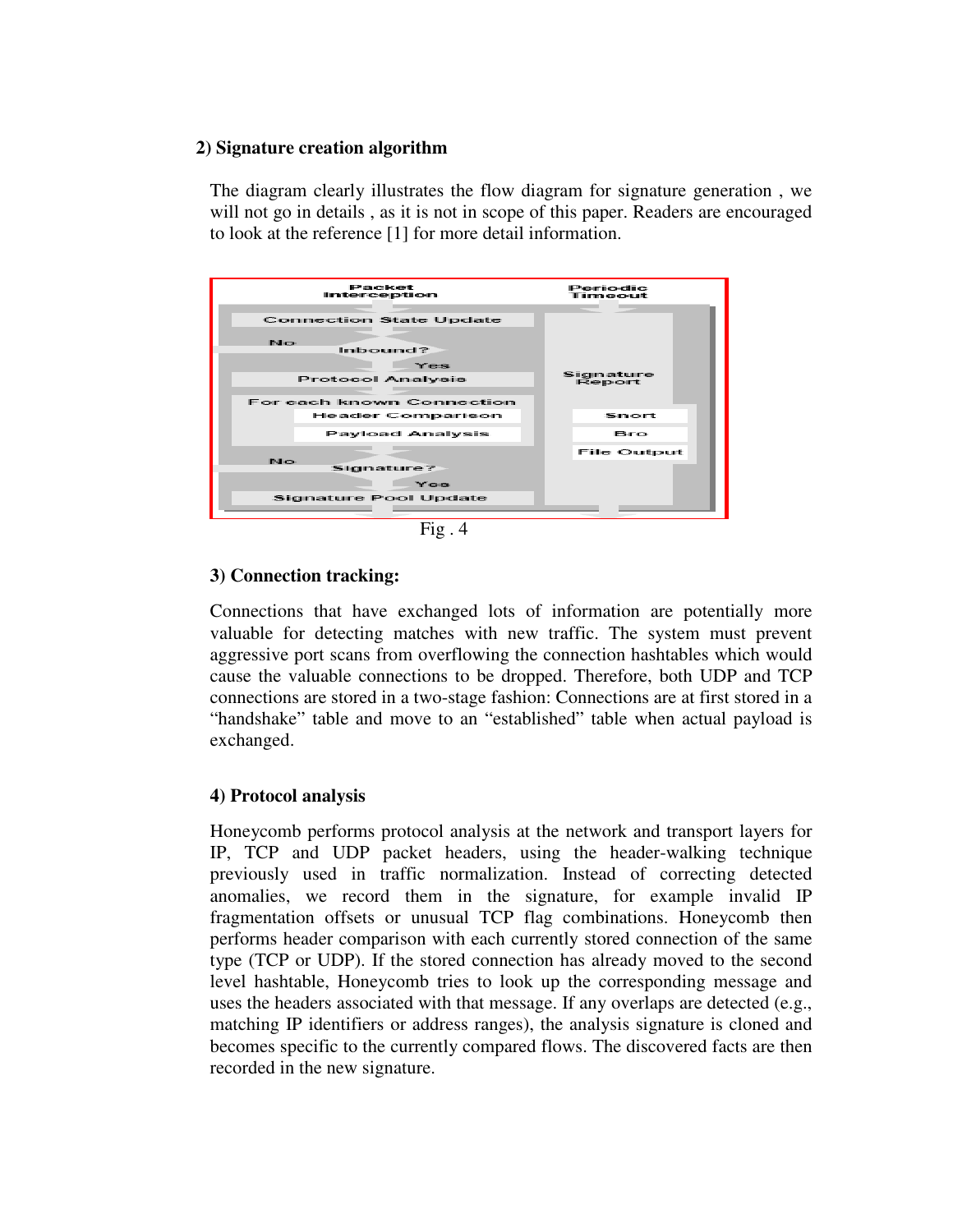### 2) Signature creation algorithm

The diagram clearly illustrates the flow diagram for signature generation , we will not go in details , as it is not in scope of this paper. Readers are encouraged to look at the reference [1] for more detail information.

Fig . 4

### 3) Connection tracking:

Connections that have exchanged lots of information are potentially more valuable for detecting matches with new traffic. The system must prevent aggressive port scans from overflowing the connection hashtables which would cause the valuable connections to be dropped. Therefore, both UDP and TCP connections are stored in a two-stage fashion: Connections are at first stored in a "handshake" table and move to an "established" table when actual payload is exchanged.

### 4) Protocol analysis

Honeycomb performs protocol analysis at the network and transport layers for IP, TCP and UDP packet headers, using the header-walking technique previously used in traffic normalization. Instead of correcting detected anomalies, we record them in the signature, for example invalid IP fragmentation offsets or unusual TCP flag combinations. Honeycomb then performs header comparison with each currently stored connection of the same type (TCP or UDP). If the stored connection has already moved to the second level hashtable, Honeycomb tries to look up the corresponding message and uses the headers associated with that message. If any overlaps are detected (e.g., matching IP identifiers or address ranges), the analysis signature is cloned and becomes specific to the currently compared flows. The discovered facts are then recorded in the new signature.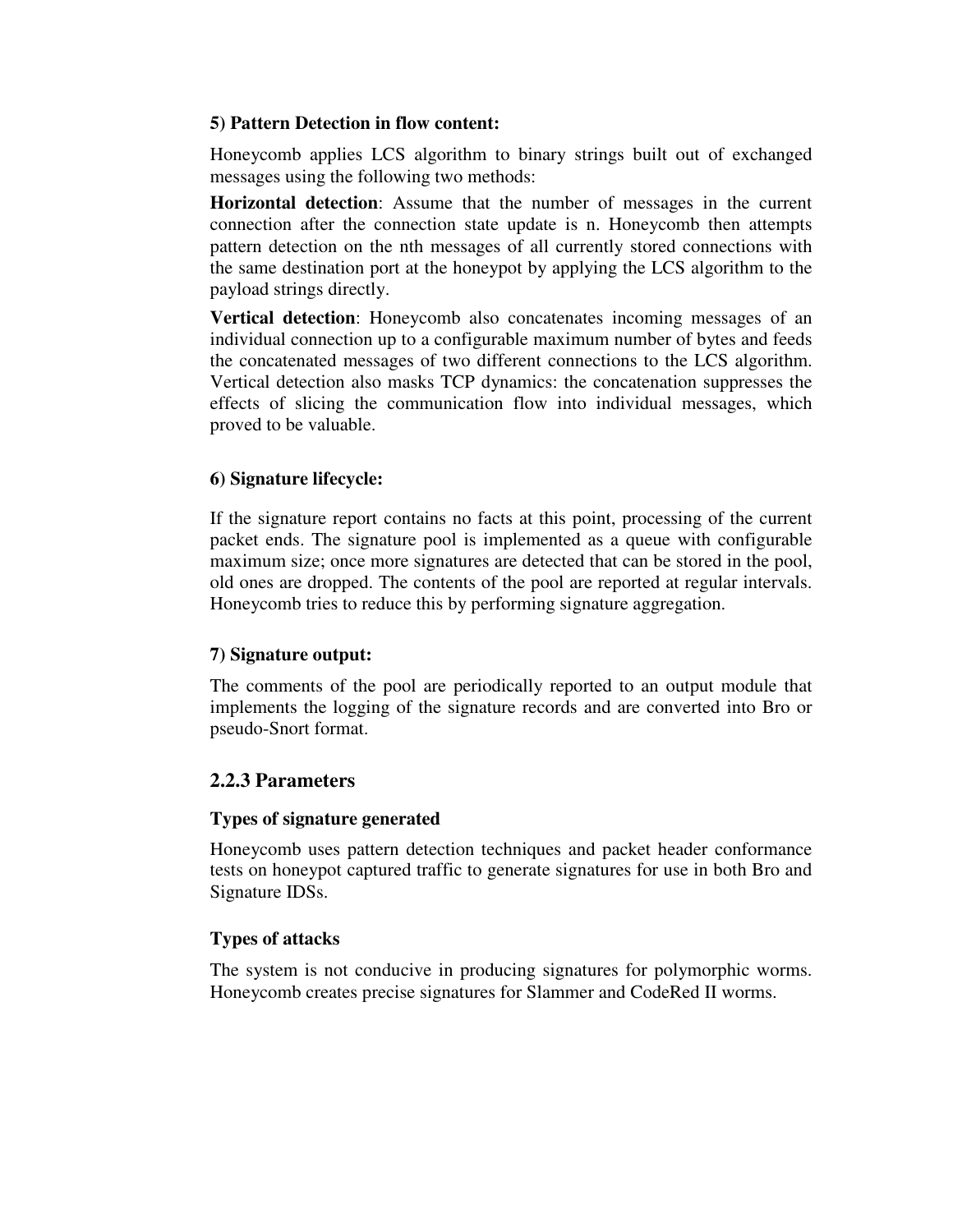**5) Pattern Detection in flow content:**

Honeycomb applies LCS algorithm to binary strings built out of exchanged messages using the following two methods:

**Horizontal detection**: Assume that the number of messages in the current connection after the connection state update is n. Honeycomb then attempts pattern detection on the nth messages of all currently stored connections with the same destination port at the honeypot by applying the LCS algorithm to the payload strings directly.

**Vertical detection**: Honeycomb also concatenates incoming messages of an individual connection up to a configurable maximum number of bytes and feeds the concatenated messages of two different connections to the LCS algorithm. Vertical detection also masks TCP dynamics: the concatenation suppresses the effects of slicing the communication flow into individual messages, which proved to be valuable.

**6) Signature lifecycle:**

If the signature report contains no facts at this point, processing of the current packet ends. The signature pool is implemented as a queue with configurable maximum size; once more signatures are detected that can be stored in the pool, old ones are dropped. The contents of the pool are reported at regular intervals. Honeycomb tries to reduce this by performing signature aggregation.

**7) Signature output:**

The comments of the pool are periodically reported to an output module that implements the logging of the signature records and are converted into Bro or pseudo-Snort format.

### 2.2.3 Parameters

**Types of signature generated**

Honeycomb uses pattern detection techniques and packet header conformance tests on honeypot captured traffic to generate signatures for use in both Bro and Signature IDSs.

**Types of attacks**

The system is not conducive in producing signatures for polymorphic worms. Honeycomb creates precise signatures for Slammer and CodeRed II worms.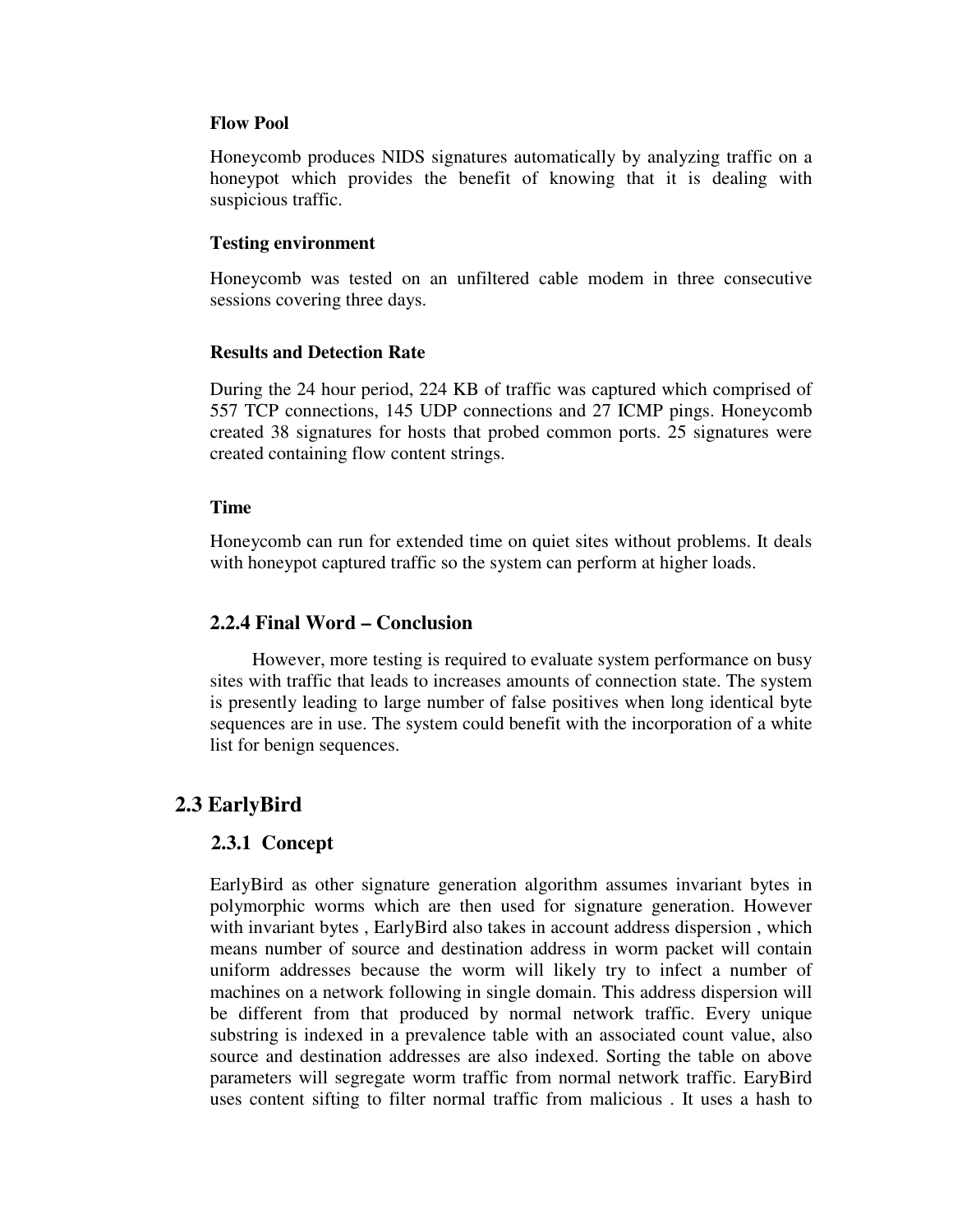**Flow Pool**

Honeycomb produces NIDS signatures automatically by analyzing traffic on a honeypot which provides the benefit of knowing that it is dealing with suspicious traffic.

**Testing environment**

Honeycomb was tested on an unfiltered cable modem in three consecutive sessions covering three days.

**Results and Detection Rate**

During the 24 hour period, 224 KB of traffic was captured which comprised of 557 TCP connections, 145 UDP connections and 27 ICMP pings. Honeycomb created 38 signatures for hosts that probed common ports. 25 signatures were created containing flow content strings.

**Time**

Honeycomb can run for extended time on quiet sites without problems. It deals with honeypot captured traffic so the system can perform at higher loads.

### 2.2.4 Final Word – Conclusion

However, more testing is required to evaluate system performance on busy sites with traffic that leads to increases amounts of connection state. The system is presently leading to large number of false positives when long identical byte sequences are in use. The system could benefit with the incorporation of a white list for benign sequences.

## 2.3 EarlyBird

### 2.3.1 Concept

EarlyBird as other signature generation algorithm assumes invariant bytes in polymorphic worms which are then used for signature generation. However with invariant bytes , EarlyBird also takes in account address dispersion , which means number of source and destination address in worm packet will contain uniform addresses because the worm will likely try to infect a number of machines on a network following in single domain. This address dispersion will be different from that produced by normal network traffic. Every unique substring is indexed in a prevalence table with an associated count value, also source and destination addresses are also indexed. Sorting the table on above parameters will segregate worm traffic from normal network traffic. EaryBird uses content sifting to filter normal traffic from malicious . It uses a hash to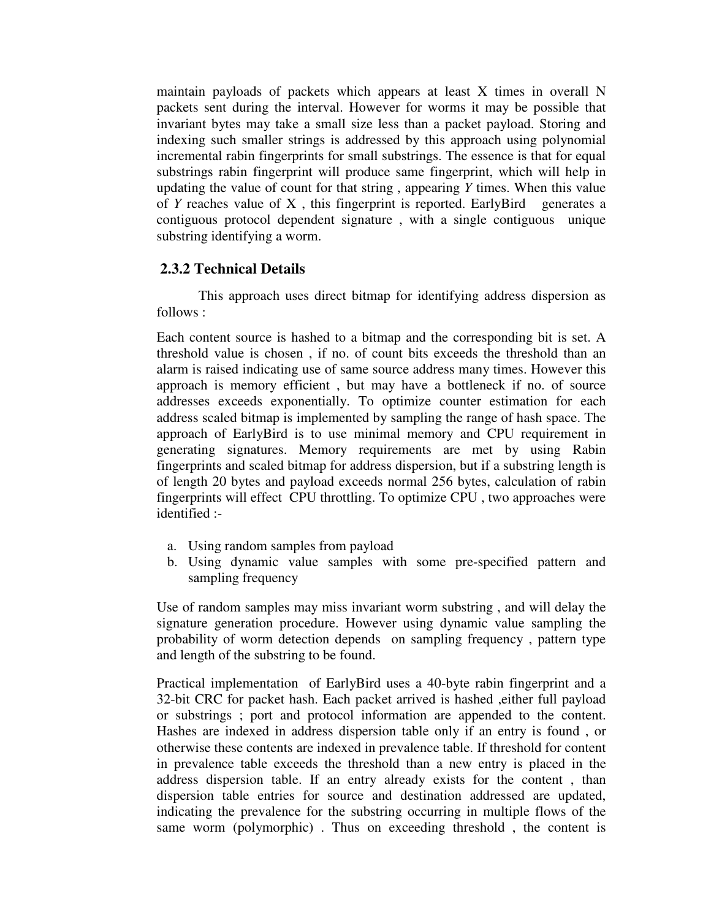maintain payloads of packets which appears at least X times in overall N packets sent during the interval. However for worms it may be possible that invariant bytes may take a small size less than a packet payload. Storing and indexing such smaller strings is addressed by this approach using polynomial incremental rabin fingerprints for small substrings. The essence is that for equal substrings rabin fingerprint will produce same fingerprint, which will help in updating the value of count for that string , appearing *Y* times. When this value of *Y* reaches value of X , this fingerprint is reported. EarlyBird generates a contiguous protocol dependent signature , with a single contiguous unique substring identifying a worm.

### 2.3.2 Technical Details

This approach uses direct bitmap for identifying address dispersion as follows :

Each content source is hashed to a bitmap and the corresponding bit is set. A threshold value is chosen , if no. of count bits exceeds the threshold than an alarm is raised indicating use of same source address many times. However this approach is memory efficient , but may have a bottleneck if no. of source addresses exceeds exponentially. To optimize counter estimation for each address scaled bitmap is implemented by sampling the range of hash space. The approach of EarlyBird is to use minimal memory and CPU requirement in generating signatures. Memory requirements are met by using Rabin fingerprints and scaled bitmap for address dispersion, but if a substring length is of length 20 bytes and payload exceeds normal 256 bytes, calculation of rabin fingerprints will effect CPU throttling. To optimize CPU , two approaches were identified :-

a. Using random samples from payload
b. Using dynamic value samples with some pre-specified pattern and sampling frequency

Use of random samples may miss invariant worm substring , and will delay the signature generation procedure. However using dynamic value sampling the probability of worm detection depends on sampling frequency , pattern type and length of the substring to be found.

Practical implementation of EarlyBird uses a 40-byte rabin fingerprint and a 32-bit CRC for packet hash. Each packet arrived is hashed ,either full payload or substrings ; port and protocol information are appended to the content. Hashes are indexed in address dispersion table only if an entry is found , or otherwise these contents are indexed in prevalence table. If threshold for content in prevalence table exceeds the threshold than a new entry is placed in the address dispersion table. If an entry already exists for the content , than dispersion table entries for source and destination addressed are updated, indicating the prevalence for the substring occurring in multiple flows of the same worm (polymorphic) . Thus on exceeding threshold , the content is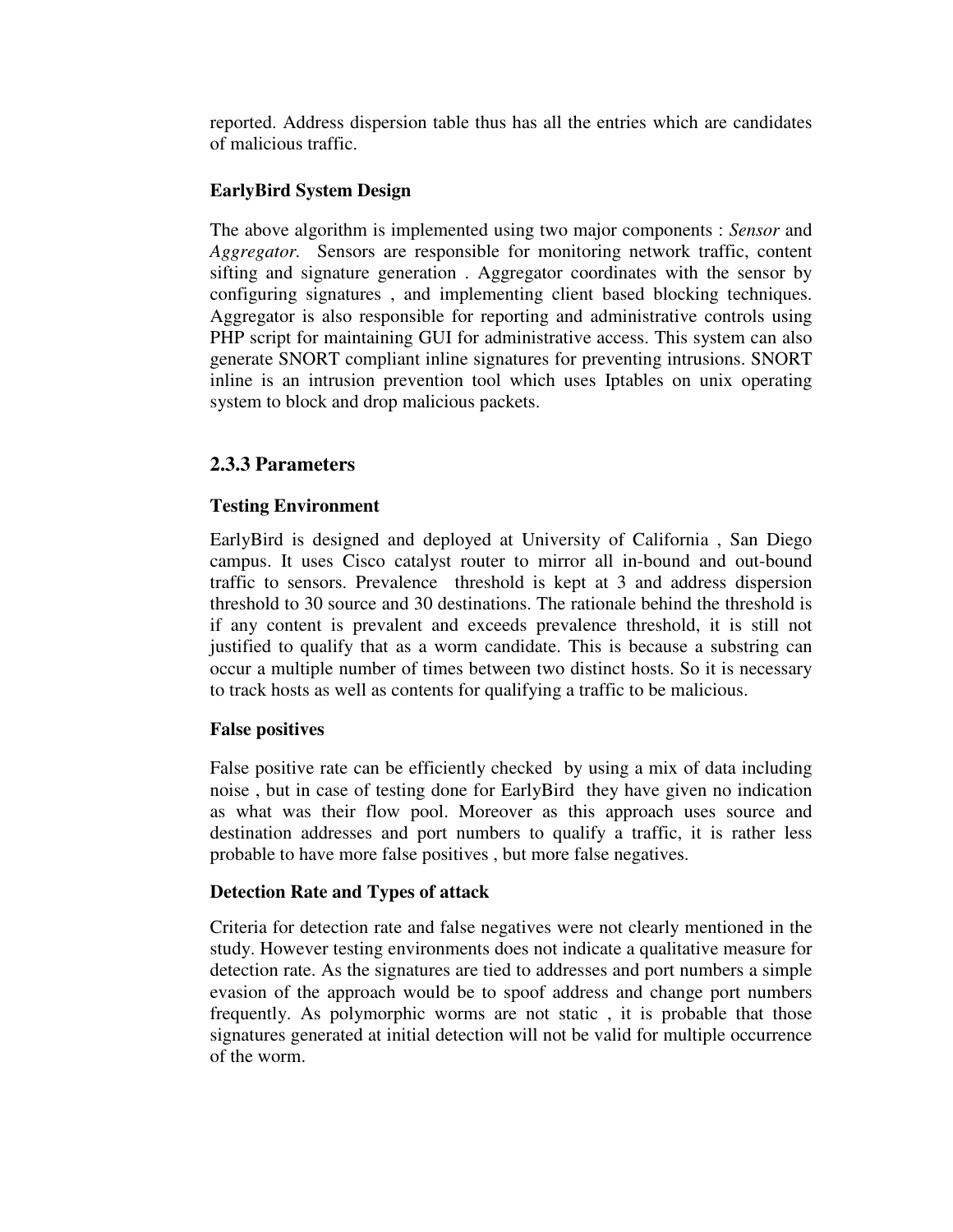reported. Address dispersion table thus has all the entries which are candidates of malicious traffic.

**EarlyBird System Design**

The above algorithm is implemented using two major components : *Sensor* and *Aggregator.* Sensors are responsible for monitoring network traffic, content sifting and signature generation . Aggregator coordinates with the sensor by configuring signatures , and implementing client based blocking techniques. Aggregator is also responsible for reporting and administrative controls using PHP script for maintaining GUI for administrative access. This system can also generate SNORT compliant inline signatures for preventing intrusions. SNORT inline is an intrusion prevention tool which uses Iptables on unix operating system to block and drop malicious packets.

### 2.3.3 Parameters

**Testing Environment**

EarlyBird is designed and deployed at University of California , San Diego campus. It uses Cisco catalyst router to mirror all in-bound and out-bound traffic to sensors. Prevalence threshold is kept at 3 and address dispersion threshold to 30 source and 30 destinations. The rationale behind the threshold is if any content is prevalent and exceeds prevalence threshold, it is still not justified to qualify that as a worm candidate. This is because a substring can occur a multiple number of times between two distinct hosts. So it is necessary to track hosts as well as contents for qualifying a traffic to be malicious.

**False positives**

False positive rate can be efficiently checked by using a mix of data including noise , but in case of testing done for EarlyBird they have given no indication as what was their flow pool. Moreover as this approach uses source and destination addresses and port numbers to qualify a traffic, it is rather less probable to have more false positives , but more false negatives.

**Detection Rate and Types of attack**

Criteria for detection rate and false negatives were not clearly mentioned in the study. However testing environments does not indicate a qualitative measure for detection rate. As the signatures are tied to addresses and port numbers a simple evasion of the approach would be to spoof address and change port numbers frequently. As polymorphic worms are not static , it is probable that those signatures generated at initial detection will not be valid for multiple occurrence of the worm.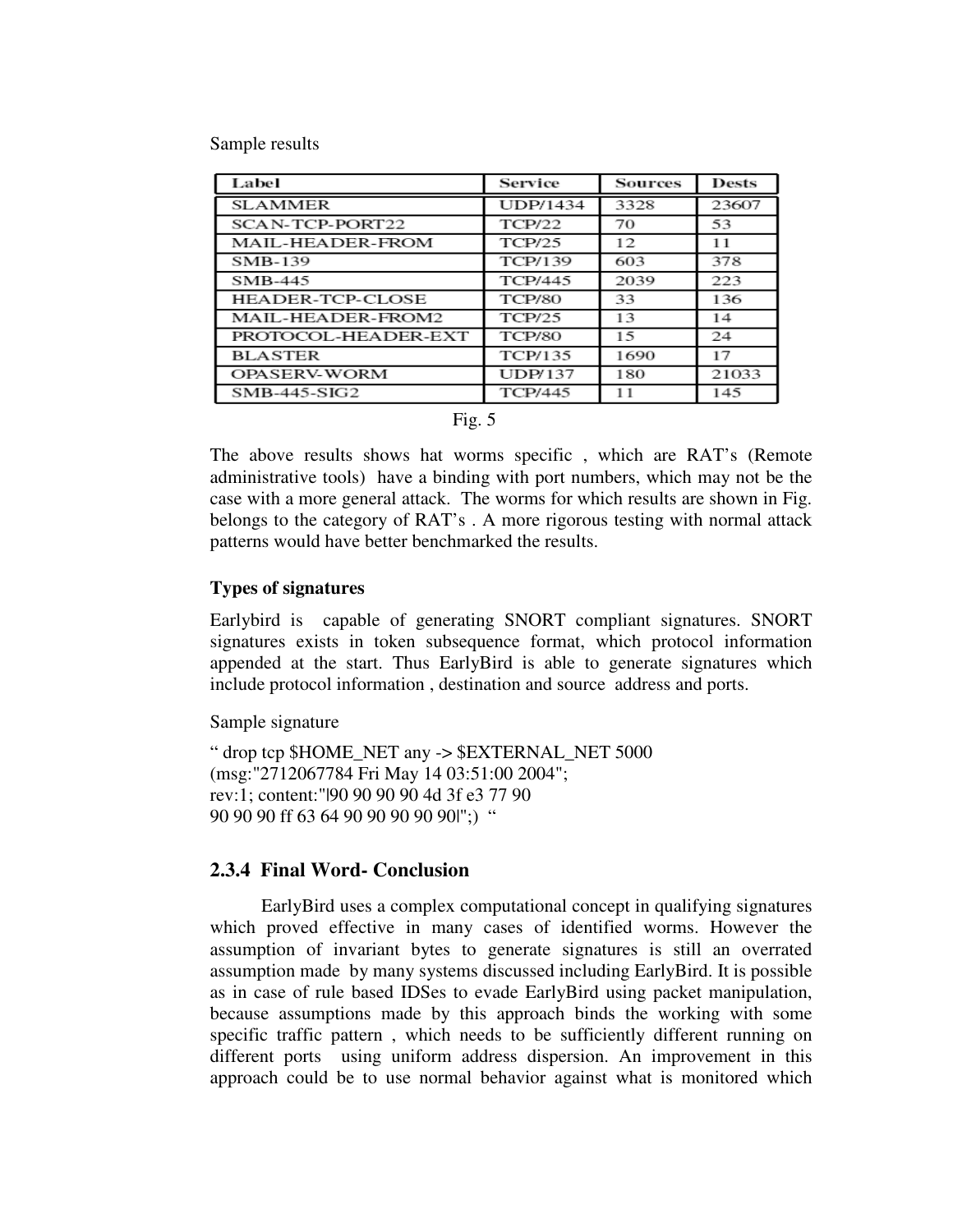Sample results

| Label | Service | Sources | Dests |
|---|---|---|---|
| SLAMMER | UDP/1434 | 3328 | 23607 |
| SCAN-TCP-PORT22 | TCP/22 | 70 | 53 |
| MAIL-HEADER-FROM | TCP/25 | 12 | 11 |
| SMB-139 | TCP/139 | 603 | 378 |
| SMB-445 | TCP/445 | 2039 | 223 |
| HEADER-TCP-CLOSE | TCP/80 | 33 | 136 |
| MAIL-HEADER-FROM2 | TCP/25 | 13 | 14 |
| PROTOCOL-HEADER-EXT | TCP/80 | 15 | 24 |
| BLASTER | TCP/135 | 1690 | 17 |
| OPASERV-WORM | UDP/137 | 180 | 21033 |
| SMB-445-SIG2 | TCP/445 | 11 | 145 |

Fig. 5

The above results shows hat worms specific , which are RAT's (Remote administrative tools) have a binding with port numbers, which may not be the case with a more general attack. The worms for which results are shown in Fig. belongs to the category of RAT's . A more rigorous testing with normal attack patterns would have better benchmarked the results.

**Types of signatures**

Earlybird is capable of generating SNORT compliant signatures. SNORT signatures exists in token subsequence format, which protocol information appended at the start. Thus EarlyBird is able to generate signatures which include protocol information , destination and source address and ports.

Sample signature

" drop tcp $HOME_NET any -> $EXTERNAL_NET 5000
(msg:"2712067784 Fri May 14 03:51:00 2004";
rev:1; content:"|90 90 90 90 4d 3f e3 77 90
90 90 90 ff 63 64 90 90 90 90 90|";) "

## 2.3.4 Final Word- Conclusion

EarlyBird uses a complex computational concept in qualifying signatures which proved effective in many cases of identified worms. However the assumption of invariant bytes to generate signatures is still an overrated assumption made by many systems discussed including EarlyBird. It is possible as in case of rule based IDSes to evade EarlyBird using packet manipulation, because assumptions made by this approach binds the working with some specific traffic pattern , which needs to be sufficiently different running on different ports using uniform address dispersion. An improvement in this approach could be to use normal behavior against what is monitored which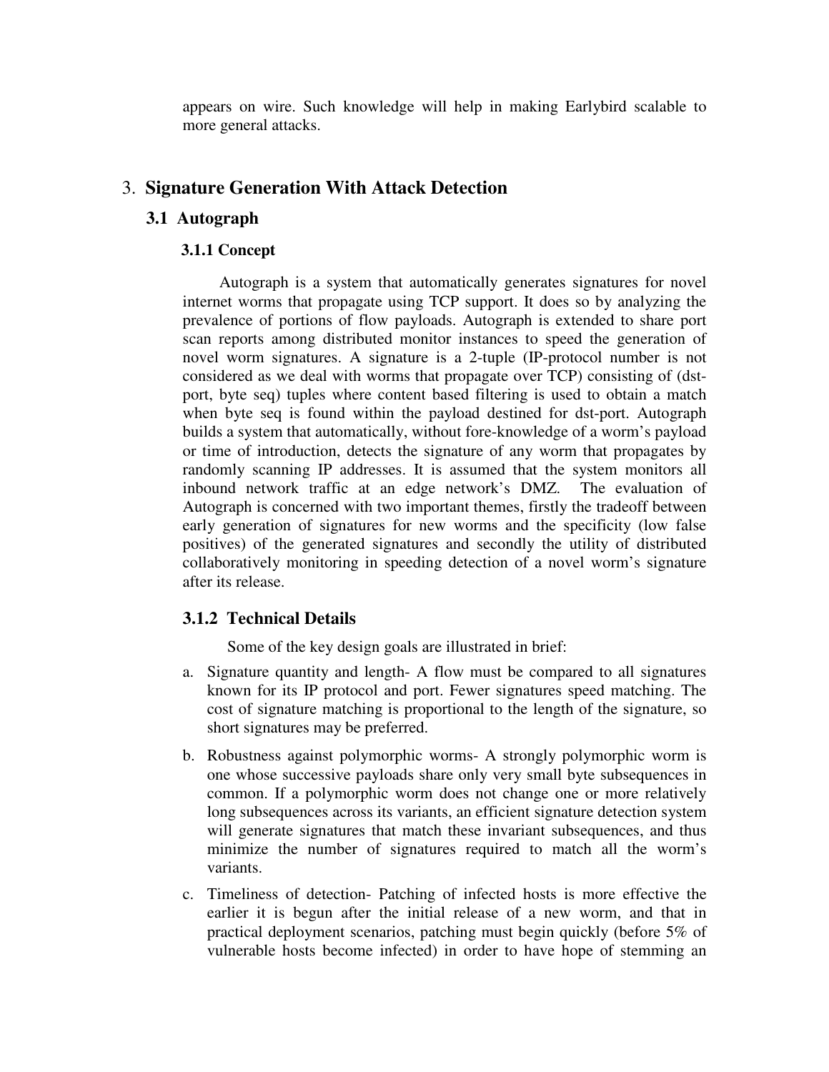appears on wire. Such knowledge will help in making Earlybird scalable to more general attacks.

# 3. Signature Generation With Attack Detection

## 3.1 Autograph

### 3.1.1 Concept

Autograph is a system that automatically generates signatures for novel internet worms that propagate using TCP support. It does so by analyzing the prevalence of portions of flow payloads. Autograph is extended to share port scan reports among distributed monitor instances to speed the generation of novel worm signatures. A signature is a 2-tuple (IP-protocol number is not considered as we deal with worms that propagate over TCP) consisting of (dst-port, byte seq) tuples where content based filtering is used to obtain a match when byte seq is found within the payload destined for dst-port. Autograph builds a system that automatically, without fore-knowledge of a worm's payload or time of introduction, detects the signature of any worm that propagates by randomly scanning IP addresses. It is assumed that the system monitors all inbound network traffic at an edge network's DMZ. The evaluation of Autograph is concerned with two important themes, firstly the tradeoff between early generation of signatures for new worms and the specificity (low false positives) of the generated signatures and secondly the utility of distributed collaboratively monitoring in speeding detection of a novel worm's signature after its release.

### 3.1.2 Technical Details

Some of the key design goals are illustrated in brief:

a. Signature quantity and length- A flow must be compared to all signatures known for its IP protocol and port. Fewer signatures speed matching. The cost of signature matching is proportional to the length of the signature, so short signatures may be preferred.

b. Robustness against polymorphic worms- A strongly polymorphic worm is one whose successive payloads share only very small byte subsequences in common. If a polymorphic worm does not change one or more relatively long subsequences across its variants, an efficient signature detection system will generate signatures that match these invariant subsequences, and thus minimize the number of signatures required to match all the worm's variants.

c. Timeliness of detection- Patching of infected hosts is more effective the earlier it is begun after the initial release of a new worm, and that in practical deployment scenarios, patching must begin quickly (before 5% of vulnerable hosts become infected) in order to have hope of stemming an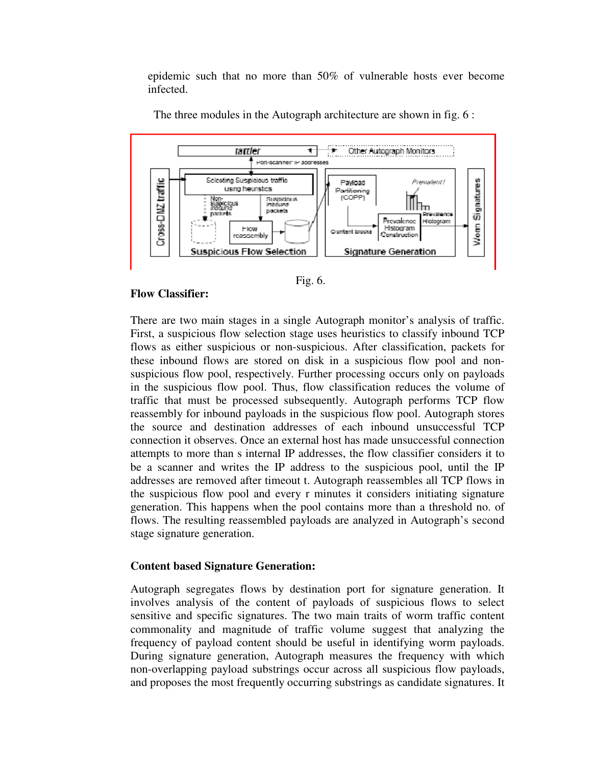epidemic such that no more than 50% of vulnerable hosts ever become infected.

The three modules in the Autograph architecture are shown in fig. 6 :

Fig. 6.

**Flow Classifier:**

There are two main stages in a single Autograph monitor's analysis of traffic. First, a suspicious flow selection stage uses heuristics to classify inbound TCP flows as either suspicious or non-suspicious. After classification, packets for these inbound flows are stored on disk in a suspicious flow pool and non-suspicious flow pool, respectively. Further processing occurs only on payloads in the suspicious flow pool. Thus, flow classification reduces the volume of traffic that must be processed subsequently. Autograph performs TCP flow reassembly for inbound payloads in the suspicious flow pool. Autograph stores the source and destination addresses of each inbound unsuccessful TCP connection it observes. Once an external host has made unsuccessful connection attempts to more than s internal IP addresses, the flow classifier considers it to be a scanner and writes the IP address to the suspicious pool, until the IP addresses are removed after timeout t. Autograph reassembles all TCP flows in the suspicious flow pool and every r minutes it considers initiating signature generation. This happens when the pool contains more than a threshold no. of flows. The resulting reassembled payloads are analyzed in Autograph's second stage signature generation.

**Content based Signature Generation:**

Autograph segregates flows by destination port for signature generation. It involves analysis of the content of payloads of suspicious flows to select sensitive and specific signatures. The two main traits of worm traffic content commonality and magnitude of traffic volume suggest that analyzing the frequency of payload content should be useful in identifying worm payloads. During signature generation, Autograph measures the frequency with which non-overlapping payload substrings occur across all suspicious flow payloads, and proposes the most frequently occurring substrings as candidate signatures. It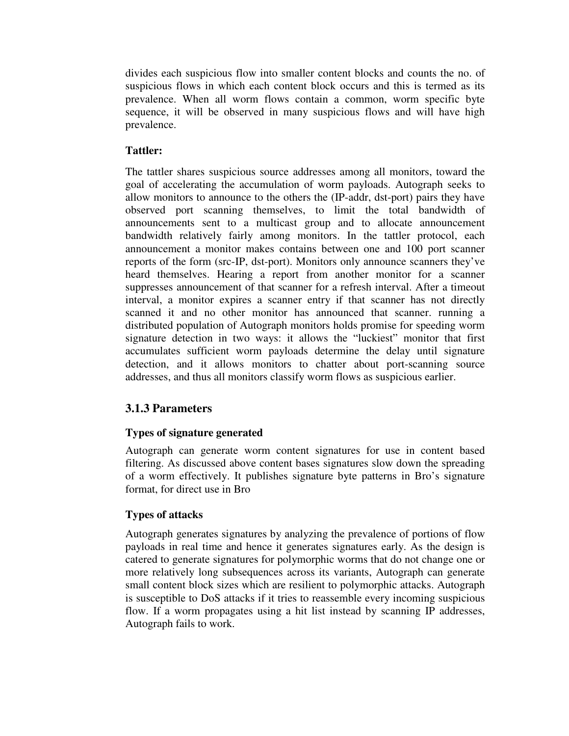divides each suspicious flow into smaller content blocks and counts the no. of suspicious flows in which each content block occurs and this is termed as its prevalence. When all worm flows contain a common, worm specific byte sequence, it will be observed in many suspicious flows and will have high prevalence.

**Tattler:**

The tattler shares suspicious source addresses among all monitors, toward the goal of accelerating the accumulation of worm payloads. Autograph seeks to allow monitors to announce to the others the (IP-addr, dst-port) pairs they have observed port scanning themselves, to limit the total bandwidth of announcements sent to a multicast group and to allocate announcement bandwidth relatively fairly among monitors. In the tattler protocol, each announcement a monitor makes contains between one and 100 port scanner reports of the form (src-IP, dst-port). Monitors only announce scanners they've heard themselves. Hearing a report from another monitor for a scanner suppresses announcement of that scanner for a refresh interval. After a timeout interval, a monitor expires a scanner entry if that scanner has not directly scanned it and no other monitor has announced that scanner. running a distributed population of Autograph monitors holds promise for speeding worm signature detection in two ways: it allows the "luckiest" monitor that first accumulates sufficient worm payloads determine the delay until signature detection, and it allows monitors to chatter about port-scanning source addresses, and thus all monitors classify worm flows as suspicious earlier.

### 3.1.3 Parameters

**Types of signature generated**

Autograph can generate worm content signatures for use in content based filtering. As discussed above content bases signatures slow down the spreading of a worm effectively. It publishes signature byte patterns in Bro's signature format, for direct use in Bro

**Types of attacks**

Autograph generates signatures by analyzing the prevalence of portions of flow payloads in real time and hence it generates signatures early. As the design is catered to generate signatures for polymorphic worms that do not change one or more relatively long subsequences across its variants, Autograph can generate small content block sizes which are resilient to polymorphic attacks. Autograph is susceptible to DoS attacks if it tries to reassemble every incoming suspicious flow. If a worm propagates using a hit list instead by scanning IP addresses, Autograph fails to work.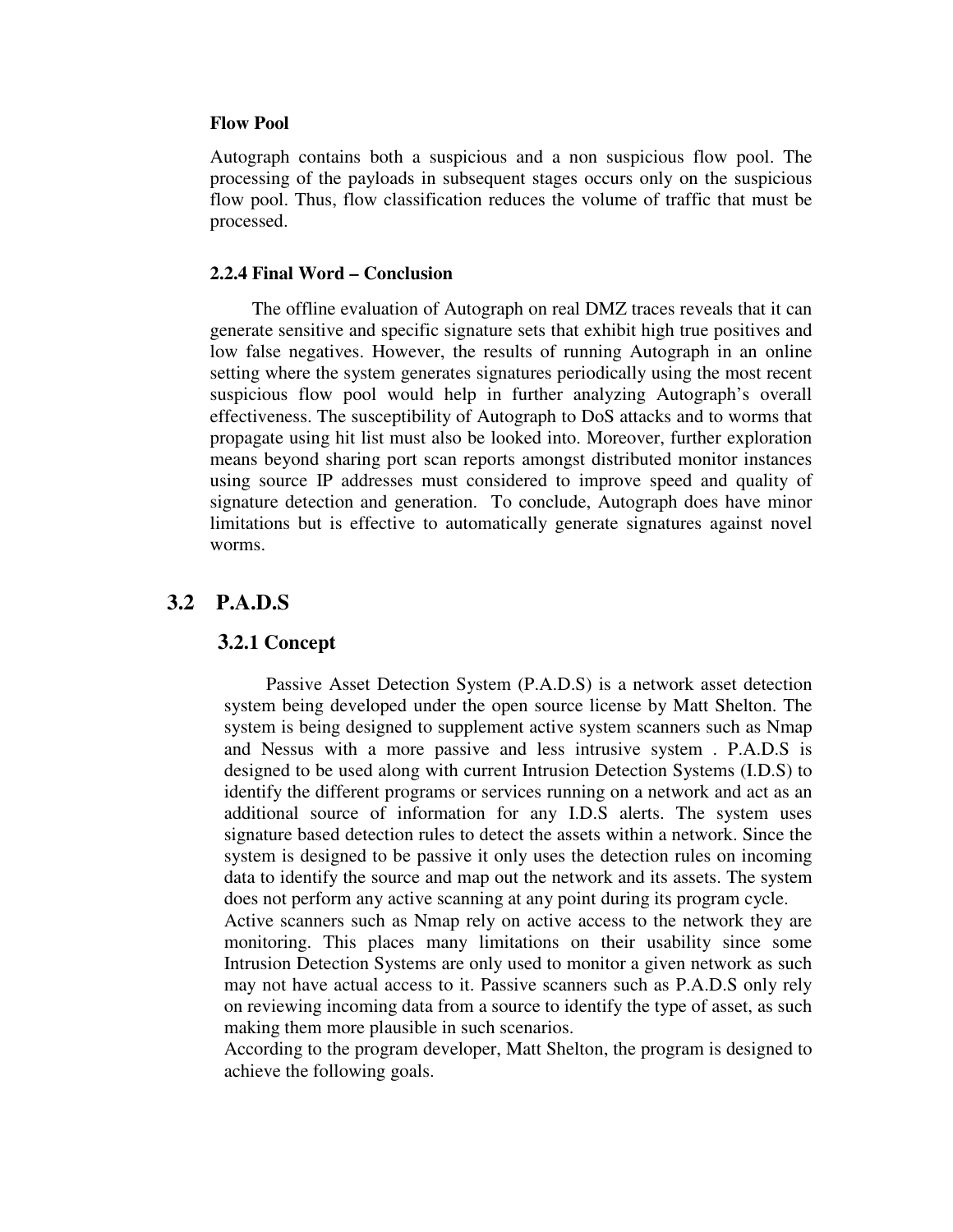**Flow Pool**

Autograph contains both a suspicious and a non suspicious flow pool. The processing of the payloads in subsequent stages occurs only on the suspicious flow pool. Thus, flow classification reduces the volume of traffic that must be processed.

### 2.2.4 Final Word – Conclusion

The offline evaluation of Autograph on real DMZ traces reveals that it can generate sensitive and specific signature sets that exhibit high true positives and low false negatives. However, the results of running Autograph in an online setting where the system generates signatures periodically using the most recent suspicious flow pool would help in further analyzing Autograph's overall effectiveness. The susceptibility of Autograph to DoS attacks and to worms that propagate using hit list must also be looked into. Moreover, further exploration means beyond sharing port scan reports amongst distributed monitor instances using source IP addresses must considered to improve speed and quality of signature detection and generation. To conclude, Autograph does have minor limitations but is effective to automatically generate signatures against novel worms.

## 3.2 P.A.D.S

### 3.2.1 Concept

Passive Asset Detection System (P.A.D.S) is a network asset detection system being developed under the open source license by Matt Shelton. The system is being designed to supplement active system scanners such as Nmap and Nessus with a more passive and less intrusive system . P.A.D.S is designed to be used along with current Intrusion Detection Systems (I.D.S) to identify the different programs or services running on a network and act as an additional source of information for any I.D.S alerts. The system uses signature based detection rules to detect the assets within a network. Since the system is designed to be passive it only uses the detection rules on incoming data to identify the source and map out the network and its assets. The system does not perform any active scanning at any point during its program cycle.

Active scanners such as Nmap rely on active access to the network they are monitoring. This places many limitations on their usability since some Intrusion Detection Systems are only used to monitor a given network as such may not have actual access to it. Passive scanners such as P.A.D.S only rely on reviewing incoming data from a source to identify the type of asset, as such making them more plausible in such scenarios.

According to the program developer, Matt Shelton, the program is designed to achieve the following goals.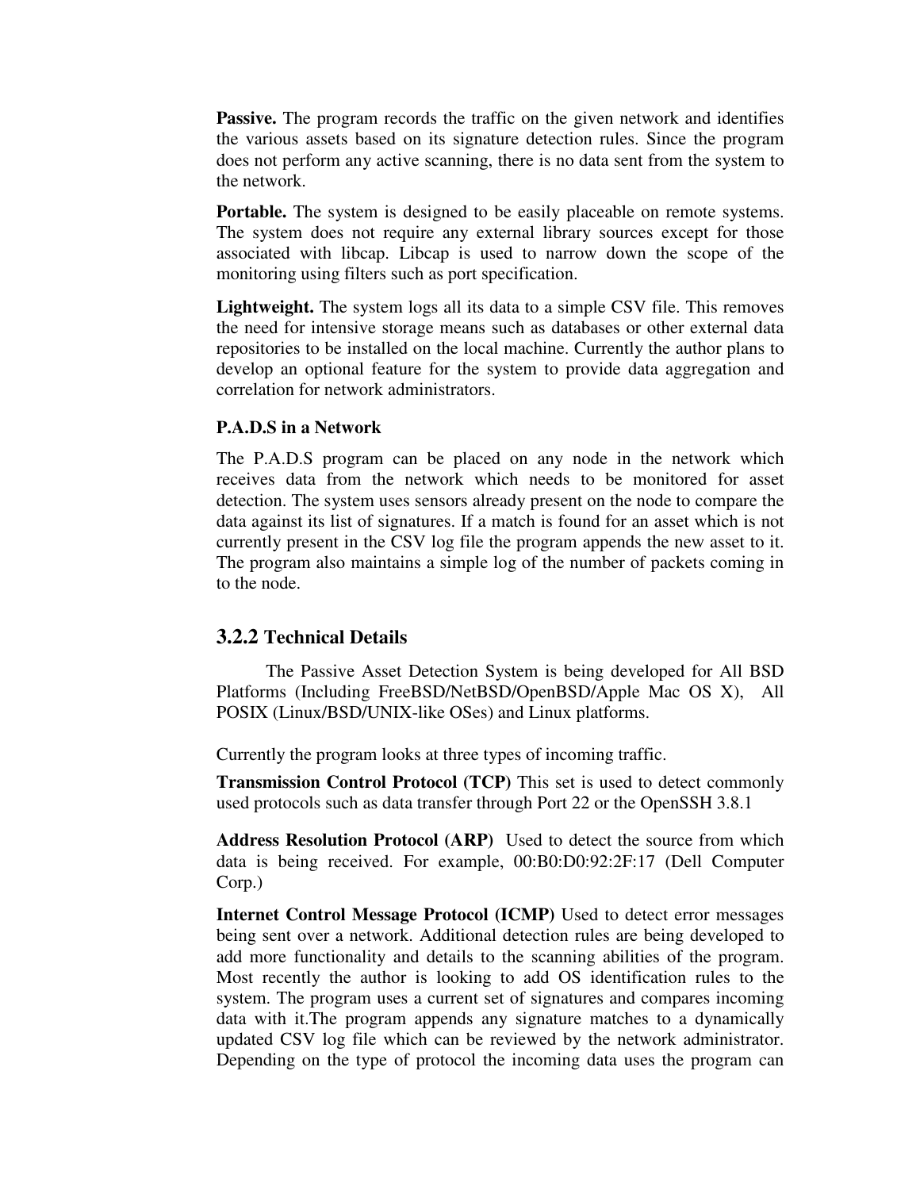**Passive.** The program records the traffic on the given network and identifies the various assets based on its signature detection rules. Since the program does not perform any active scanning, there is no data sent from the system to the network.

**Portable.** The system is designed to be easily placeable on remote systems. The system does not require any external library sources except for those associated with libcap. Libcap is used to narrow down the scope of the monitoring using filters such as port specification.

**Lightweight.** The system logs all its data to a simple CSV file. This removes the need for intensive storage means such as databases or other external data repositories to be installed on the local machine. Currently the author plans to develop an optional feature for the system to provide data aggregation and correlation for network administrators.

**P.A.D.S in a Network**

The P.A.D.S program can be placed on any node in the network which receives data from the network which needs to be monitored for asset detection. The system uses sensors already present on the node to compare the data against its list of signatures. If a match is found for an asset which is not currently present in the CSV log file the program appends the new asset to it. The program also maintains a simple log of the number of packets coming in to the node.

### 3.2.2 Technical Details

The Passive Asset Detection System is being developed for All BSD Platforms (Including FreeBSD/NetBSD/OpenBSD/Apple Mac OS X), All POSIX (Linux/BSD/UNIX-like OSes) and Linux platforms.

Currently the program looks at three types of incoming traffic.

**Transmission Control Protocol (TCP)** This set is used to detect commonly used protocols such as data transfer through Port 22 or the OpenSSH 3.8.1

**Address Resolution Protocol (ARP)** Used to detect the source from which data is being received. For example, 00:B0:D0:92:2F:17 (Dell Computer Corp.)

**Internet Control Message Protocol (ICMP)** Used to detect error messages being sent over a network. Additional detection rules are being developed to add more functionality and details to the scanning abilities of the program. Most recently the author is looking to add OS identification rules to the system. The program uses a current set of signatures and compares incoming data with it.The program appends any signature matches to a dynamically updated CSV log file which can be reviewed by the network administrator. Depending on the type of protocol the incoming data uses the program can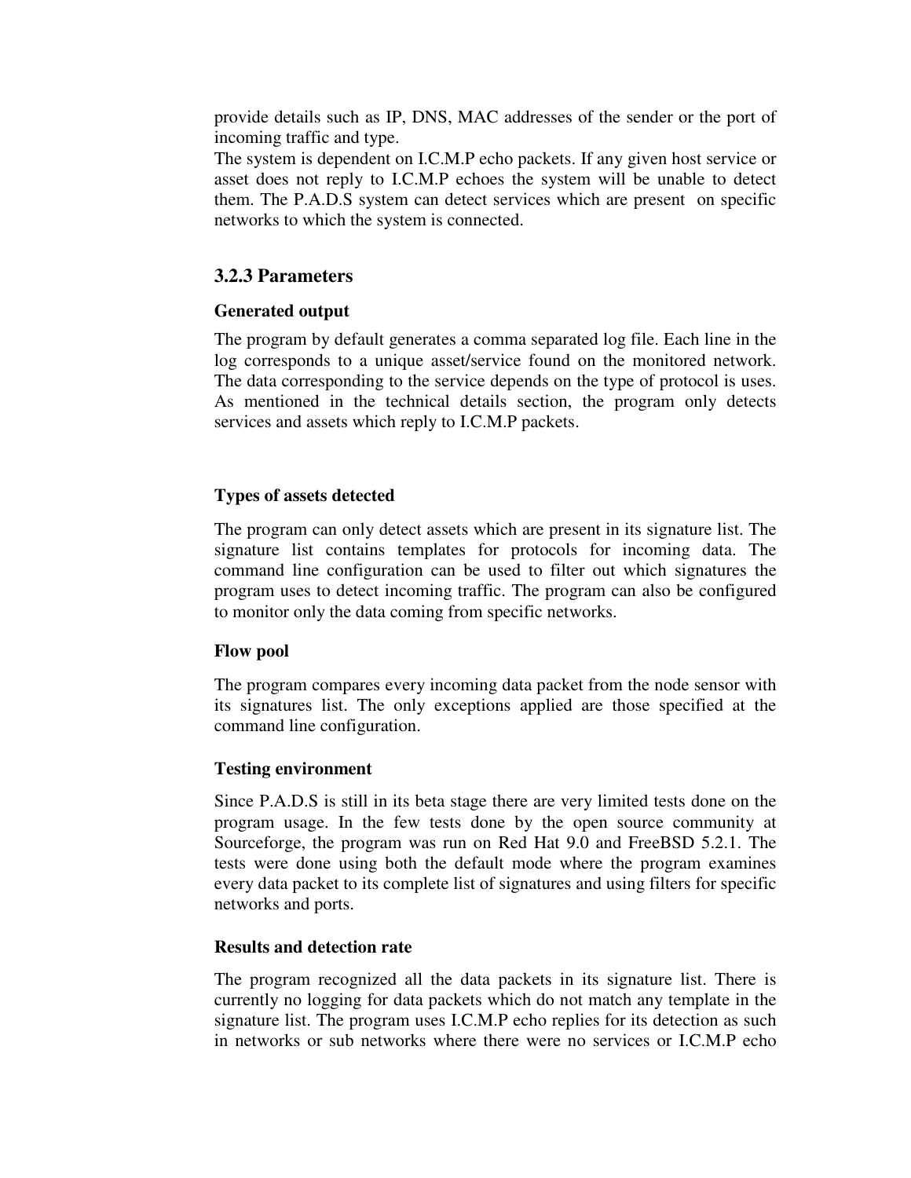provide details such as IP, DNS, MAC addresses of the sender or the port of incoming traffic and type.
The system is dependent on I.C.M.P echo packets. If any given host service or asset does not reply to I.C.M.P echoes the system will be unable to detect them. The P.A.D.S system can detect services which are present on specific networks to which the system is connected.

### 3.2.3 Parameters

**Generated output**

The program by default generates a comma separated log file. Each line in the log corresponds to a unique asset/service found on the monitored network. The data corresponding to the service depends on the type of protocol is uses. As mentioned in the technical details section, the program only detects services and assets which reply to I.C.M.P packets.

**Types of assets detected**

The program can only detect assets which are present in its signature list. The signature list contains templates for protocols for incoming data. The command line configuration can be used to filter out which signatures the program uses to detect incoming traffic. The program can also be configured to monitor only the data coming from specific networks.

**Flow pool**

The program compares every incoming data packet from the node sensor with its signatures list. The only exceptions applied are those specified at the command line configuration.

**Testing environment**

Since P.A.D.S is still in its beta stage there are very limited tests done on the program usage. In the few tests done by the open source community at Sourceforge, the program was run on Red Hat 9.0 and FreeBSD 5.2.1. The tests were done using both the default mode where the program examines every data packet to its complete list of signatures and using filters for specific networks and ports.

**Results and detection rate**

The program recognized all the data packets in its signature list. There is currently no logging for data packets which do not match any template in the signature list. The program uses I.C.M.P echo replies for its detection as such in networks or sub networks where there were no services or I.C.M.P echo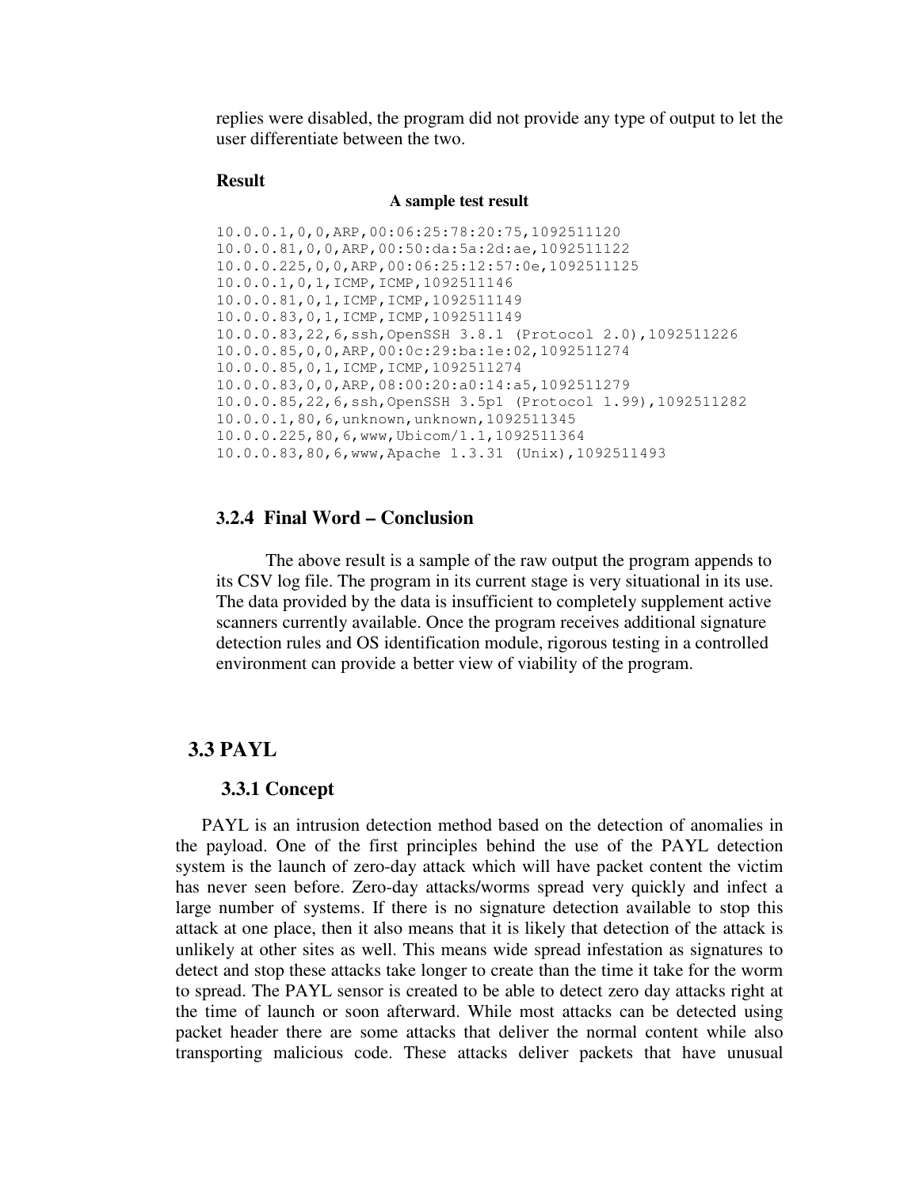replies were disabled, the program did not provide any type of output to let the user differentiate between the two.

**Result**

**A sample test result**

```
10.0.0.1,0,0,ARP,00:06:25:78:20:75,1092511120
10.0.0.81,0,0,ARP,00:50:da:5a:2d:ae,1092511122
10.0.0.225,0,0,ARP,00:06:25:12:57:0e,1092511125
10.0.0.1,0,1,ICMP,ICMP,1092511146
10.0.0.81,0,1,ICMP,ICMP,1092511149
10.0.0.83,0,1,ICMP,ICMP,1092511149
10.0.0.83,22,6,ssh,OpenSSH 3.8.1 (Protocol 2.0),1092511226
10.0.0.85,0,0,ARP,00:0c:29:ba:1e:02,1092511274
10.0.0.85,0,1,ICMP,ICMP,1092511274
10.0.0.83,0,0,ARP,08:00:20:a0:14:a5,1092511279
10.0.0.85,22,6,ssh,OpenSSH 3.5p1 (Protocol 1.99),1092511282
10.0.0.1,80,6,unknown,unknown,1092511345
10.0.0.225,80,6,www,Ubicom/1.1,1092511364
10.0.0.83,80,6,www,Apache 1.3.31 (Unix),1092511493
```

### 3.2.4 Final Word – Conclusion

The above result is a sample of the raw output the program appends to its CSV log file. The program in its current stage is very situational in its use. The data provided by the data is insufficient to completely supplement active scanners currently available. Once the program receives additional signature detection rules and OS identification module, rigorous testing in a controlled environment can provide a better view of viability of the program.

## 3.3 PAYL

### 3.3.1 Concept

PAYL is an intrusion detection method based on the detection of anomalies in the payload. One of the first principles behind the use of the PAYL detection system is the launch of zero-day attack which will have packet content the victim has never seen before. Zero-day attacks/worms spread very quickly and infect a large number of systems. If there is no signature detection available to stop this attack at one place, then it also means that it is likely that detection of the attack is unlikely at other sites as well. This means wide spread infestation as signatures to detect and stop these attacks take longer to create than the time it take for the worm to spread. The PAYL sensor is created to be able to detect zero day attacks right at the time of launch or soon afterward. While most attacks can be detected using packet header there are some attacks that deliver the normal content while also transporting malicious code. These attacks deliver packets that have unusual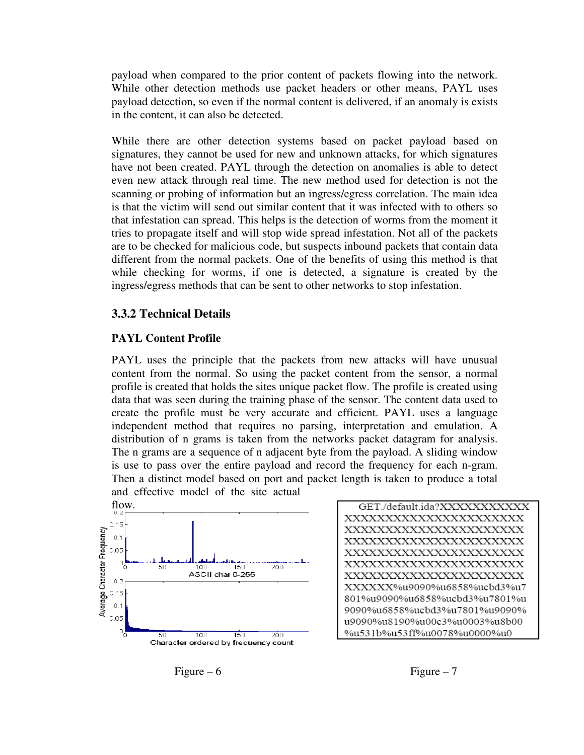payload when compared to the prior content of packets flowing into the network. While other detection methods use packet headers or other means, PAYL uses payload detection, so even if the normal content is delivered, if an anomaly is exists in the content, it can also be detected.

While there are other detection systems based on packet payload based on signatures, they cannot be used for new and unknown attacks, for which signatures have not been created. PAYL through the detection on anomalies is able to detect even new attack through real time. The new method used for detection is not the scanning or probing of information but an ingress/egress correlation. The main idea is that the victim will send out similar content that it was infected with to others so that infestation can spread. This helps is the detection of worms from the moment it tries to propagate itself and will stop wide spread infestation. Not all of the packets are to be checked for malicious code, but suspects inbound packets that contain data different from the normal packets. One of the benefits of using this method is that while checking for worms, if one is detected, a signature is created by the ingress/egress methods that can be sent to other networks to stop infestation.

### 3.3.2 Technical Details

**PAYL Content Profile**

PAYL uses the principle that the packets from new attacks will have unusual content from the normal. So using the packet content from the sensor, a normal profile is created that holds the sites unique packet flow. The profile is created using data that was seen during the training phase of the sensor. The content data used to create the profile must be very accurate and efficient. PAYL uses a language independent method that requires no parsing, interpretation and emulation. A distribution of n grams is taken from the networks packet datagram for analysis. The n grams are a sequence of n adjacent byte from the payload. A sliding window is use to pass over the entire payload and record the frequency for each n-gram. Then a distinct model based on port and packet length is taken to produce a total and effective model of the site actual flow.

Figure – 6

```
GET./default.ida?XXXXXXXXXXX
XXXXXXXXXXXXXXXXXXXXXX
XXXXXXXXXXXXXXXXXXXXXX
XXXXXXXXXXXXXXXXXXXXXX
XXXXXXXXXXXXXXXXXXXXXX
XXXXXXXXXXXXXXXXXXXXXX
XXXXXXXXXXXXXXXXXXXXXX
XXXXXX%u9090%u6858%ucbd3%u7
801%u9090%u6858%ucbd3%u7801%u
9090%u6858%ucbd3%u7801%u9090%
u9090%u8190%u00c3%u0003%u8b00
%u531b%u53ff%u0078%u0000%u0
```

Figure – 7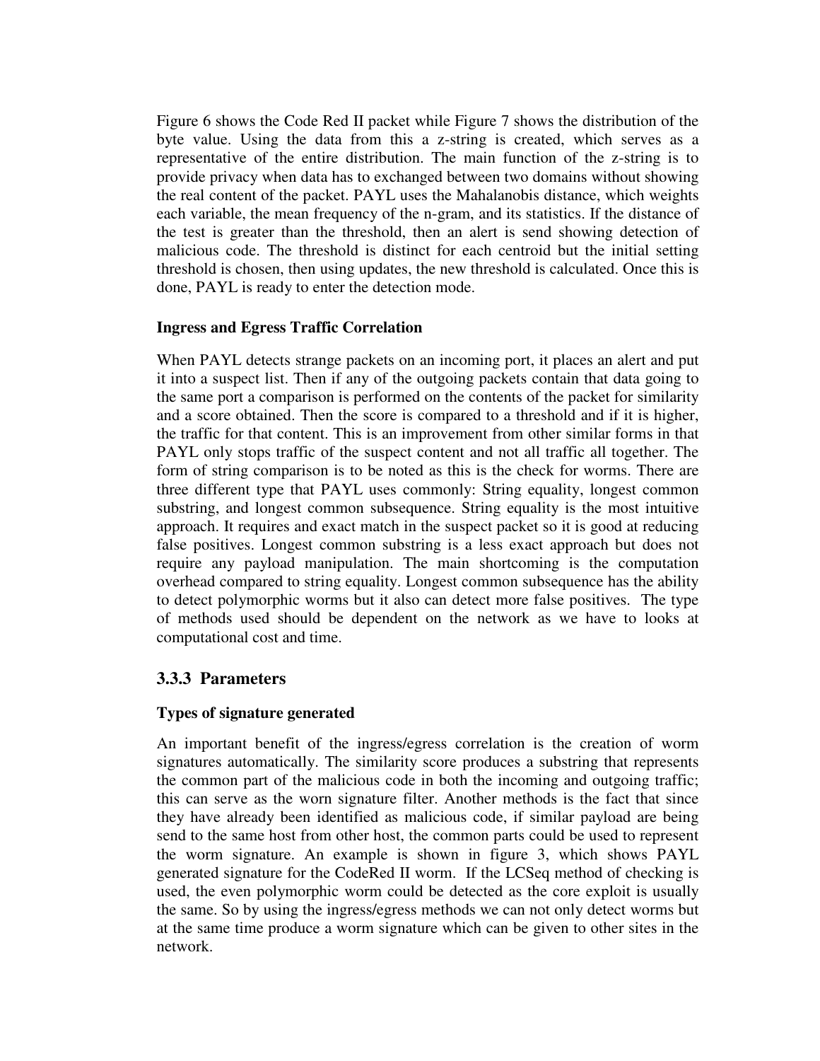Figure 6 shows the Code Red II packet while Figure 7 shows the distribution of the byte value. Using the data from this a z-string is created, which serves as a representative of the entire distribution. The main function of the z-string is to provide privacy when data has to exchanged between two domains without showing the real content of the packet. PAYL uses the Mahalanobis distance, which weights each variable, the mean frequency of the n-gram, and its statistics. If the distance of the test is greater than the threshold, then an alert is send showing detection of malicious code. The threshold is distinct for each centroid but the initial setting threshold is chosen, then using updates, the new threshold is calculated. Once this is done, PAYL is ready to enter the detection mode.

**Ingress and Egress Traffic Correlation**

When PAYL detects strange packets on an incoming port, it places an alert and put it into a suspect list. Then if any of the outgoing packets contain that data going to the same port a comparison is performed on the contents of the packet for similarity and a score obtained. Then the score is compared to a threshold and if it is higher, the traffic for that content. This is an improvement from other similar forms in that PAYL only stops traffic of the suspect content and not all traffic all together. The form of string comparison is to be noted as this is the check for worms. There are three different type that PAYL uses commonly: String equality, longest common substring, and longest common subsequence. String equality is the most intuitive approach. It requires and exact match in the suspect packet so it is good at reducing false positives. Longest common substring is a less exact approach but does not require any payload manipulation. The main shortcoming is the computation overhead compared to string equality. Longest common subsequence has the ability to detect polymorphic worms but it also can detect more false positives. The type of methods used should be dependent on the network as we have to looks at computational cost and time.

### 3.3.3 Parameters

**Types of signature generated**

An important benefit of the ingress/egress correlation is the creation of worm signatures automatically. The similarity score produces a substring that represents the common part of the malicious code in both the incoming and outgoing traffic; this can serve as the worn signature filter. Another methods is the fact that since they have already been identified as malicious code, if similar payload are being send to the same host from other host, the common parts could be used to represent the worm signature. An example is shown in figure 3, which shows PAYL generated signature for the CodeRed II worm. If the LCSeq method of checking is used, the even polymorphic worm could be detected as the core exploit is usually the same. So by using the ingress/egress methods we can not only detect worms but at the same time produce a worm signature which can be given to other sites in the network.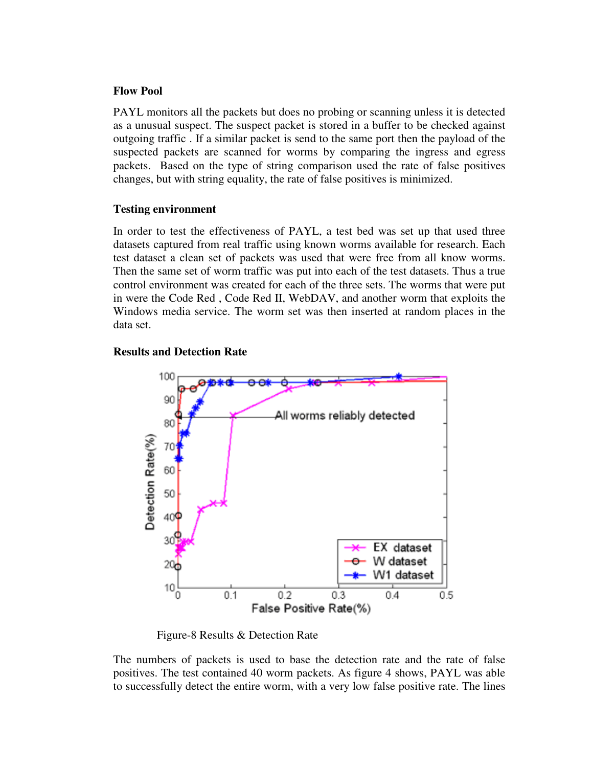**Flow Pool**

PAYL monitors all the packets but does no probing or scanning unless it is detected as a unusual suspect. The suspect packet is stored in a buffer to be checked against outgoing traffic . If a similar packet is send to the same port then the payload of the suspected packets are scanned for worms by comparing the ingress and egress packets. Based on the type of string comparison used the rate of false positives changes, but with string equality, the rate of false positives is minimized.

**Testing environment**

In order to test the effectiveness of PAYL, a test bed was set up that used three datasets captured from real traffic using known worms available for research. Each test dataset a clean set of packets was used that were free from all know worms. Then the same set of worm traffic was put into each of the test datasets. Thus a true control environment was created for each of the three sets. The worms that were put in were the Code Red , Code Red II, WebDAV, and another worm that exploits the Windows media service. The worm set was then inserted at random places in the data set.

**Results and Detection Rate**

Figure-8 Results & Detection Rate

The numbers of packets is used to base the detection rate and the rate of false positives. The test contained 40 worm packets. As figure 4 shows, PAYL was able to successfully detect the entire worm, with a very low false positive rate. The lines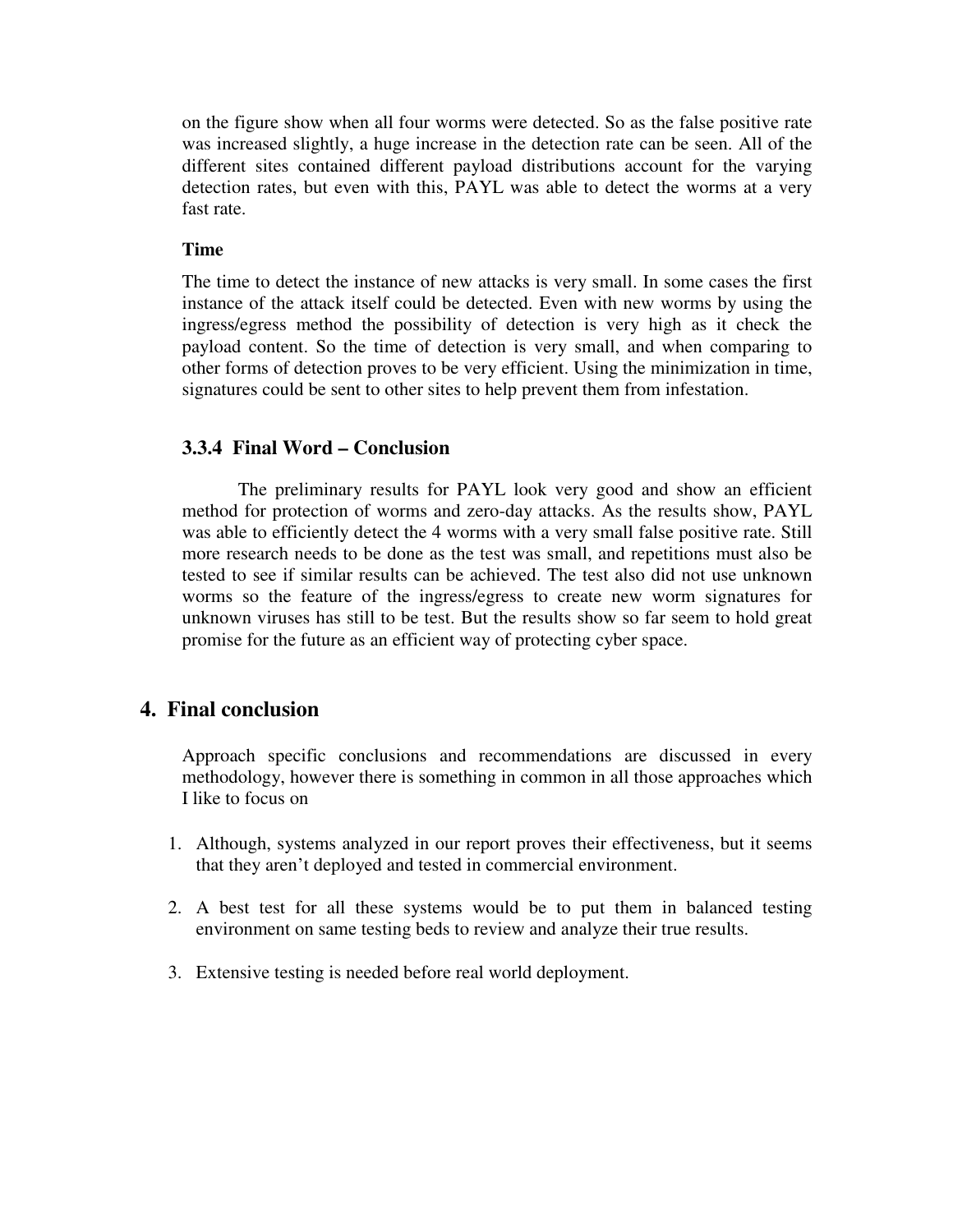on the figure show when all four worms were detected. So as the false positive rate was increased slightly, a huge increase in the detection rate can be seen. All of the different sites contained different payload distributions account for the varying detection rates, but even with this, PAYL was able to detect the worms at a very fast rate.

**Time**

The time to detect the instance of new attacks is very small. In some cases the first instance of the attack itself could be detected. Even with new worms by using the ingress/egress method the possibility of detection is very high as it check the payload content. So the time of detection is very small, and when comparing to other forms of detection proves to be very efficient. Using the minimization in time, signatures could be sent to other sites to help prevent them from infestation.

### 3.3.4 Final Word – Conclusion

The preliminary results for PAYL look very good and show an efficient method for protection of worms and zero-day attacks. As the results show, PAYL was able to efficiently detect the 4 worms with a very small false positive rate. Still more research needs to be done as the test was small, and repetitions must also be tested to see if similar results can be achieved. The test also did not use unknown worms so the feature of the ingress/egress to create new worm signatures for unknown viruses has still to be test. But the results show so far seem to hold great promise for the future as an efficient way of protecting cyber space.

## 4. Final conclusion

Approach specific conclusions and recommendations are discussed in every methodology, however there is something in common in all those approaches which I like to focus on

1. Although, systems analyzed in our report proves their effectiveness, but it seems that they aren't deployed and tested in commercial environment.

2. A best test for all these systems would be to put them in balanced testing environment on same testing beds to review and analyze their true results.

3. Extensive testing is needed before real world deployment.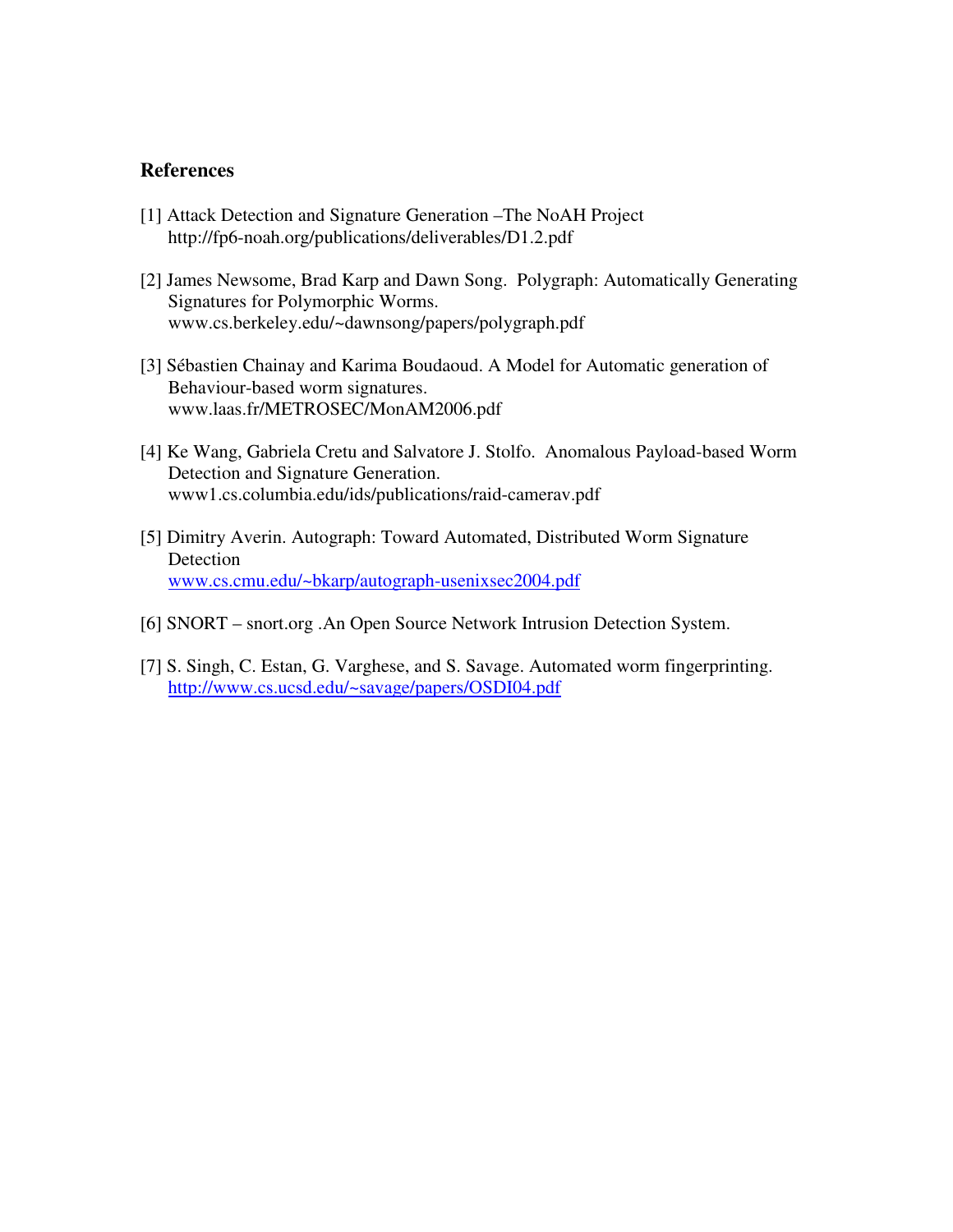## References

[1] Attack Detection and Signature Generation –The NoAH Project
http://fp6-noah.org/publications/deliverables/D1.2.pdf

[2] James Newsome, Brad Karp and Dawn Song. Polygraph: Automatically Generating Signatures for Polymorphic Worms.
www.cs.berkeley.edu/~dawnsong/papers/polygraph.pdf

[3] Sébastien Chainay and Karima Boudaoud. A Model for Automatic generation of Behaviour-based worm signatures.
www.laas.fr/METROSEC/MonAM2006.pdf

[4] Ke Wang, Gabriela Cretu and Salvatore J. Stolfo. Anomalous Payload-based Worm Detection and Signature Generation.
www1.cs.columbia.edu/ids/publications/raid-camerav.pdf

[5] Dimitry Averin. Autograph: Toward Automated, Distributed Worm Signature Detection
www.cs.cmu.edu/~bkarp/autograph-usenixsec2004.pdf

[6] SNORT – snort.org .An Open Source Network Intrusion Detection System.

[7] S. Singh, C. Estan, G. Varghese, and S. Savage. Automated worm fingerprinting.
http://www.cs.ucsd.edu/~savage/papers/OSDI04.pdf